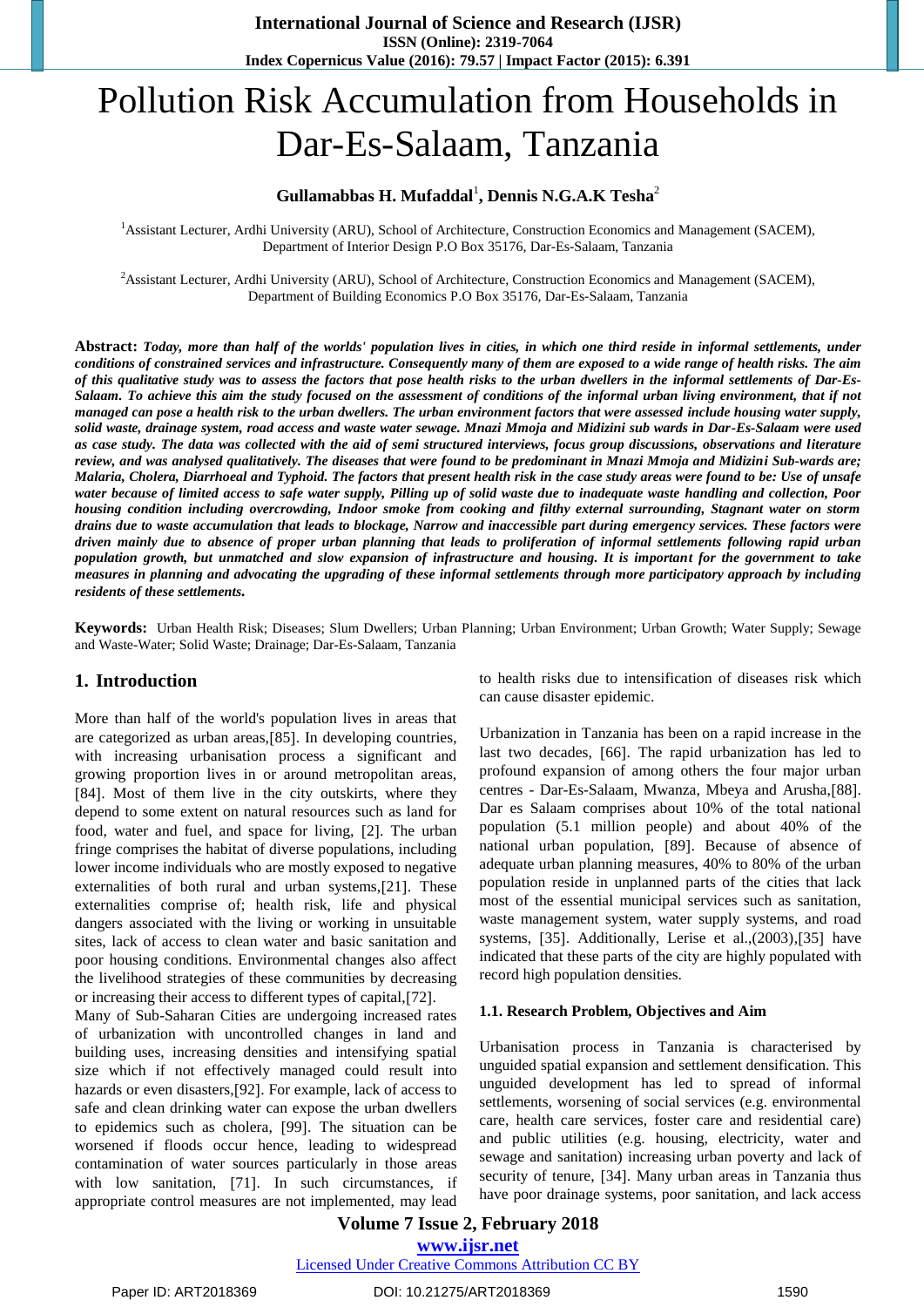# Pollution Risk Accumulation from Households in Dar-Es-Salaam, Tanzania

**Gullamabbas H. Mufaddal**[1], **Dennis N.G.A.K Tesha**[2]

[1]Assistant Lecturer, Ardhi University (ARU), School of Architecture, Construction Economics and Management (SACEM), Department of Interior Design P.O Box 35176, Dar-Es-Salaam, Tanzania

[2]Assistant Lecturer, Ardhi University (ARU), School of Architecture, Construction Economics and Management (SACEM), Department of Building Economics P.O Box 35176, Dar-Es-Salaam, Tanzania

**Abstract:** ***Today, more than half of the worlds' population lives in cities, in which one third reside in informal settlements, under conditions of constrained services and infrastructure. Consequently many of them are exposed to a wide range of health risks. The aim of this qualitative study was to assess the factors that pose health risks to the urban dwellers in the informal settlements of Dar-Es-Salaam. To achieve this aim the study focused on the assessment of conditions of the informal urban living environment, that if not managed can pose a health risk to the urban dwellers. The urban environment factors that were assessed include housing water supply, solid waste, drainage system, road access and waste water sewage. Mnazi Mmoja and Midizini sub wards in Dar-Es-Salaam were used as case study. The data was collected with the aid of semi structured interviews, focus group discussions, observations and literature review, and was analysed qualitatively. The diseases that were found to be predominant in Mnazi Mmoja and Midizini Sub-wards are; Malaria, Cholera, Diarrhoeal and Typhoid. The factors that present health risk in the case study areas were found to be: Use of unsafe water because of limited access to safe water supply, Pilling up of solid waste due to inadequate waste handling and collection, Poor housing condition including overcrowding, Indoor smoke from cooking and filthy external surrounding, Stagnant water on storm drains due to waste accumulation that leads to blockage, Narrow and inaccessible part during emergency services. These factors were driven mainly due to absence of proper urban planning that leads to proliferation of informal settlements following rapid urban population growth, but unmatched and slow expansion of infrastructure and housing. It is important for the government to take measures in planning and advocating the upgrading of these informal settlements through more participatory approach by including residents of these settlements.***

**Keywords:** Urban Health Risk; Diseases; Slum Dwellers; Urban Planning; Urban Environment; Urban Growth; Water Supply; Sewage and Waste-Water; Solid Waste; Drainage; Dar-Es-Salaam, Tanzania

## 1. Introduction

More than half of the world's population lives in areas that are categorized as urban areas,[85]. In developing countries, with increasing urbanisation process a significant and growing proportion lives in or around metropolitan areas, [84]. Most of them live in the city outskirts, where they depend to some extent on natural resources such as land for food, water and fuel, and space for living, [2]. The urban fringe comprises the habitat of diverse populations, including lower income individuals who are mostly exposed to negative externalities of both rural and urban systems,[21]. These externalities comprise of; health risk, life and physical dangers associated with the living or working in unsuitable sites, lack of access to clean water and basic sanitation and poor housing conditions. Environmental changes also affect the livelihood strategies of these communities by decreasing or increasing their access to different types of capital,[72].

Many of Sub-Saharan Cities are undergoing increased rates of urbanization with uncontrolled changes in land and building uses, increasing densities and intensifying spatial size which if not effectively managed could result into hazards or even disasters,[92]. For example, lack of access to safe and clean drinking water can expose the urban dwellers to epidemics such as cholera, [99]. The situation can be worsened if floods occur hence, leading to widespread contamination of water sources particularly in those areas with low sanitation, [71]. In such circumstances, if appropriate control measures are not implemented, may lead to health risks due to intensification of diseases risk which can cause disaster epidemic.

Urbanization in Tanzania has been on a rapid increase in the last two decades, [66]. The rapid urbanization has led to profound expansion of among others the four major urban centres - Dar-Es-Salaam, Mwanza, Mbeya and Arusha,[88]. Dar es Salaam comprises about 10% of the total national population (5.1 million people) and about 40% of the national urban population, [89]. Because of absence of adequate urban planning measures, 40% to 80% of the urban population reside in unplanned parts of the cities that lack most of the essential municipal services such as sanitation, waste management system, water supply systems, and road systems, [35]. Additionally, Lerise et al.,(2003),[35] have indicated that these parts of the city are highly populated with record high population densities.

### 1.1. Research Problem, Objectives and Aim

Urbanisation process in Tanzania is characterised by unguided spatial expansion and settlement densification. This unguided development has led to spread of informal settlements, worsening of social services (e.g. environmental care, health care services, foster care and residential care) and public utilities (e.g. housing, electricity, water and sewage and sanitation) increasing urban poverty and lack of security of tenure, [34]. Many urban areas in Tanzania thus have poor drainage systems, poor sanitation, and lack access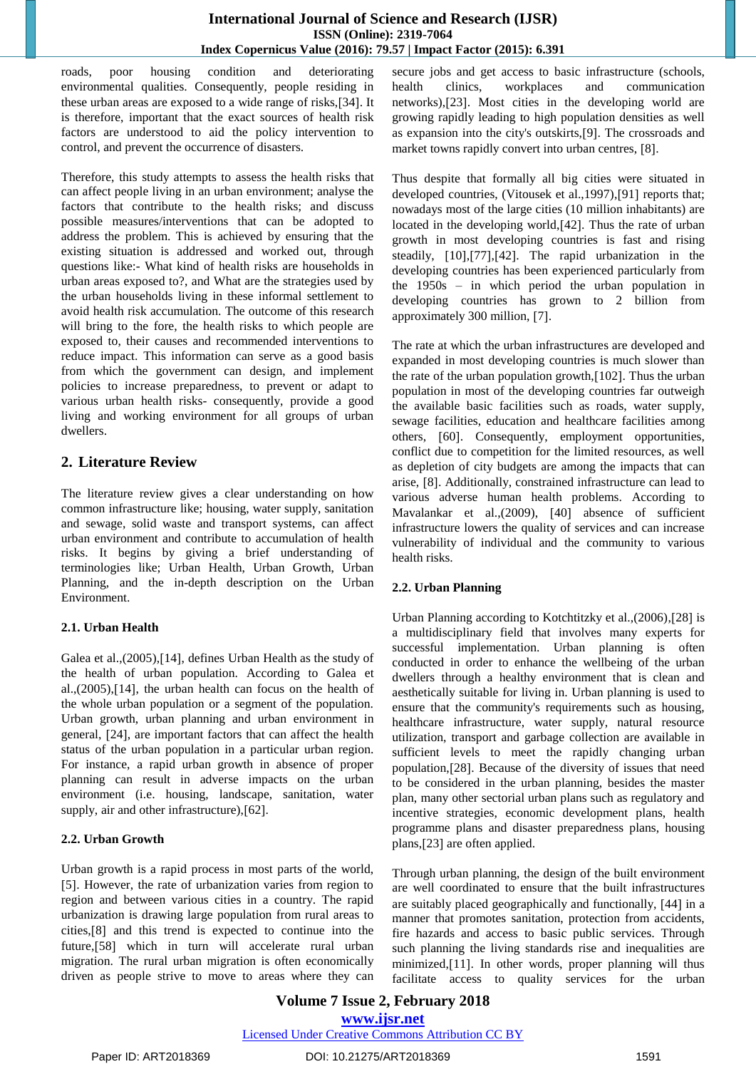roads, poor housing condition and deteriorating environmental qualities. Consequently, people residing in these urban areas are exposed to a wide range of risks,[34]. It is therefore, important that the exact sources of health risk factors are understood to aid the policy intervention to control, and prevent the occurrence of disasters.

Therefore, this study attempts to assess the health risks that can affect people living in an urban environment; analyse the factors that contribute to the health risks; and discuss possible measures/interventions that can be adopted to address the problem. This is achieved by ensuring that the existing situation is addressed and worked out, through questions like:- What kind of health risks are households in urban areas exposed to?, and What are the strategies used by the urban households living in these informal settlement to avoid health risk accumulation. The outcome of this research will bring to the fore, the health risks to which people are exposed to, their causes and recommended interventions to reduce impact. This information can serve as a good basis from which the government can design, and implement policies to increase preparedness, to prevent or adapt to various urban health risks- consequently, provide a good living and working environment for all groups of urban dwellers.

## 2. Literature Review

The literature review gives a clear understanding on how common infrastructure like; housing, water supply, sanitation and sewage, solid waste and transport systems, can affect urban environment and contribute to accumulation of health risks. It begins by giving a brief understanding of terminologies like; Urban Health, Urban Growth, Urban Planning, and the in-depth description on the Urban Environment.

### 2.1. Urban Health

Galea et al.,(2005),[14], defines Urban Health as the study of the health of urban population. According to Galea et al.,(2005),[14], the urban health can focus on the health of the whole urban population or a segment of the population. Urban growth, urban planning and urban environment in general, [24], are important factors that can affect the health status of the urban population in a particular urban region. For instance, a rapid urban growth in absence of proper planning can result in adverse impacts on the urban environment (i.e. housing, landscape, sanitation, water supply, air and other infrastructure),[62].

### 2.2. Urban Growth

Urban growth is a rapid process in most parts of the world, [5]. However, the rate of urbanization varies from region to region and between various cities in a country. The rapid urbanization is drawing large population from rural areas to cities,[8] and this trend is expected to continue into the future,[58] which in turn will accelerate rural urban migration. The rural urban migration is often economically driven as people strive to move to areas where they can secure jobs and get access to basic infrastructure (schools, health clinics, workplaces and communication networks),[23]. Most cities in the developing world are growing rapidly leading to high population densities as well as expansion into the city's outskirts,[9]. The crossroads and market towns rapidly convert into urban centres, [8].

Thus despite that formally all big cities were situated in developed countries, (Vitousek et al.,1997),[91] reports that; nowadays most of the large cities (10 million inhabitants) are located in the developing world,[42]. Thus the rate of urban growth in most developing countries is fast and rising steadily, [10],[77],[42]. The rapid urbanization in the developing countries has been experienced particularly from the 1950s – in which period the urban population in developing countries has grown to 2 billion from approximately 300 million, [7].

The rate at which the urban infrastructures are developed and expanded in most developing countries is much slower than the rate of the urban population growth,[102]. Thus the urban population in most of the developing countries far outweigh the available basic facilities such as roads, water supply, sewage facilities, education and healthcare facilities among others, [60]. Consequently, employment opportunities, conflict due to competition for the limited resources, as well as depletion of city budgets are among the impacts that can arise, [8]. Additionally, constrained infrastructure can lead to various adverse human health problems. According to Mavalankar et al.,(2009), [40] absence of sufficient infrastructure lowers the quality of services and can increase vulnerability of individual and the community to various health risks.

### 2.2. Urban Planning

Urban Planning according to Kotchtitzky et al.,(2006),[28] is a multidisciplinary field that involves many experts for successful implementation. Urban planning is often conducted in order to enhance the wellbeing of the urban dwellers through a healthy environment that is clean and aesthetically suitable for living in. Urban planning is used to ensure that the community's requirements such as housing, healthcare infrastructure, water supply, natural resource utilization, transport and garbage collection are available in sufficient levels to meet the rapidly changing urban population,[28]. Because of the diversity of issues that need to be considered in the urban planning, besides the master plan, many other sectorial urban plans such as regulatory and incentive strategies, economic development plans, health programme plans and disaster preparedness plans, housing plans,[23] are often applied.

Through urban planning, the design of the built environment are well coordinated to ensure that the built infrastructures are suitably placed geographically and functionally, [44] in a manner that promotes sanitation, protection from accidents, fire hazards and access to basic public services. Through such planning the living standards rise and inequalities are minimized,[11]. In other words, proper planning will thus facilitate access to quality services for the urban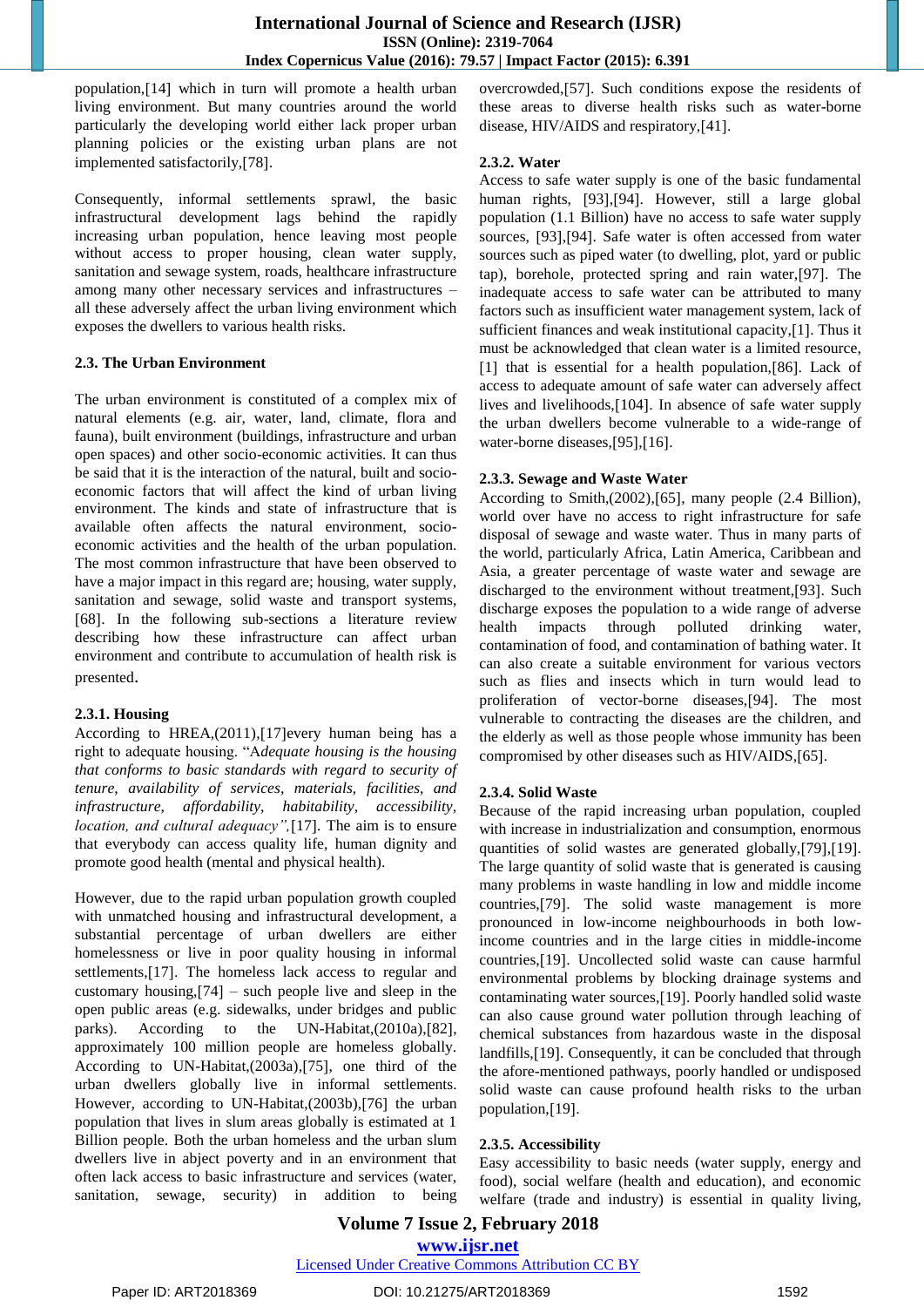population,[14] which in turn will promote a health urban living environment. But many countries around the world particularly the developing world either lack proper urban planning policies or the existing urban plans are not implemented satisfactorily,[78].

Consequently, informal settlements sprawl, the basic infrastructural development lags behind the rapidly increasing urban population, hence leaving most people without access to proper housing, clean water supply, sanitation and sewage system, roads, healthcare infrastructure among many other necessary services and infrastructures – all these adversely affect the urban living environment which exposes the dwellers to various health risks.

### 2.3. The Urban Environment

The urban environment is constituted of a complex mix of natural elements (e.g. air, water, land, climate, flora and fauna), built environment (buildings, infrastructure and urban open spaces) and other socio-economic activities. It can thus be said that it is the interaction of the natural, built and socio-economic factors that will affect the kind of urban living environment. The kinds and state of infrastructure that is available often affects the natural environment, socio-economic activities and the health of the urban population. The most common infrastructure that have been observed to have a major impact in this regard are; housing, water supply, sanitation and sewage, solid waste and transport systems,[68]. In the following sub-sections a literature review describing how these infrastructure can affect urban environment and contribute to accumulation of health risk is presented.

#### 2.3.1. Housing

According to HREA,(2011),[17]every human being has a right to adequate housing. "*Adequate housing is the housing that conforms to basic standards with regard to security of tenure, availability of services, materials, facilities, and infrastructure, affordability, habitability, accessibility, location, and cultural adequacy"*,[17]. The aim is to ensure that everybody can access quality life, human dignity and promote good health (mental and physical health).

However, due to the rapid urban population growth coupled with unmatched housing and infrastructural development, a substantial percentage of urban dwellers are either homelessness or live in poor quality housing in informal settlements,[17]. The homeless lack access to regular and customary housing,[74] – such people live and sleep in the open public areas (e.g. sidewalks, under bridges and public parks). According to the UN-Habitat,(2010a),[82], approximately 100 million people are homeless globally. According to UN-Habitat,(2003a),[75], one third of the urban dwellers globally live in informal settlements. However, according to UN-Habitat,(2003b),[76] the urban population that lives in slum areas globally is estimated at 1 Billion people. Both the urban homeless and the urban slum dwellers live in abject poverty and in an environment that often lack access to basic infrastructure and services (water, sanitation, sewage, security) in addition to being overcrowded,[57]. Such conditions expose the residents of these areas to diverse health risks such as water-borne disease, HIV/AIDS and respiratory,[41].

#### 2.3.2. Water

Access to safe water supply is one of the basic fundamental human rights, [93],[94]. However, still a large global population (1.1 Billion) have no access to safe water supply sources, [93],[94]. Safe water is often accessed from water sources such as piped water (to dwelling, plot, yard or public tap), borehole, protected spring and rain water,[97]. The inadequate access to safe water can be attributed to many factors such as insufficient water management system, lack of sufficient finances and weak institutional capacity,[1]. Thus it must be acknowledged that clean water is a limited resource,[1] that is essential for a health population,[86]. Lack of access to adequate amount of safe water can adversely affect lives and livelihoods,[104]. In absence of safe water supply the urban dwellers become vulnerable to a wide-range of water-borne diseases,[95],[16].

#### 2.3.3. Sewage and Waste Water

According to Smith,(2002),[65], many people (2.4 Billion), world over have no access to right infrastructure for safe disposal of sewage and waste water. Thus in many parts of the world, particularly Africa, Latin America, Caribbean and Asia, a greater percentage of waste water and sewage are discharged to the environment without treatment,[93]. Such discharge exposes the population to a wide range of adverse health impacts through polluted drinking water, contamination of food, and contamination of bathing water. It can also create a suitable environment for various vectors such as flies and insects which in turn would lead to proliferation of vector-borne diseases,[94]. The most vulnerable to contracting the diseases are the children, and the elderly as well as those people whose immunity has been compromised by other diseases such as HIV/AIDS,[65].

#### 2.3.4. Solid Waste

Because of the rapid increasing urban population, coupled with increase in industrialization and consumption, enormous quantities of solid wastes are generated globally,[79],[19]. The large quantity of solid waste that is generated is causing many problems in waste handling in low and middle income countries,[79]. The solid waste management is more pronounced in low-income neighbourhoods in both low-income countries and in the large cities in middle-income countries,[19]. Uncollected solid waste can cause harmful environmental problems by blocking drainage systems and contaminating water sources,[19]. Poorly handled solid waste can also cause ground water pollution through leaching of chemical substances from hazardous waste in the disposal landfills,[19]. Consequently, it can be concluded that through the afore-mentioned pathways, poorly handled or undisposed solid waste can cause profound health risks to the urban population,[19].

#### 2.3.5. Accessibility

Easy accessibility to basic needs (water supply, energy and food), social welfare (health and education), and economic welfare (trade and industry) is essential in quality living,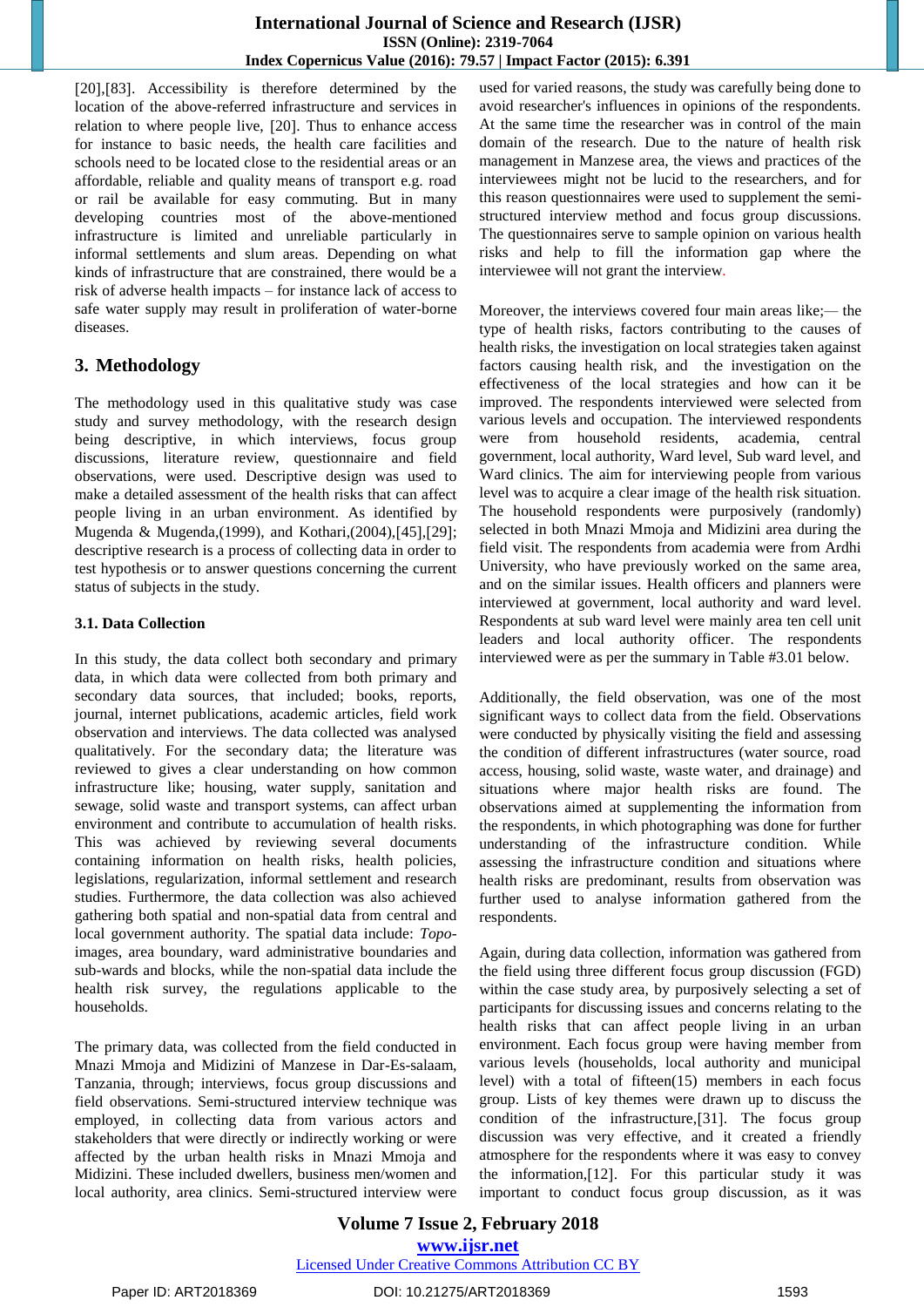[20],[83]. Accessibility is therefore determined by the location of the above-referred infrastructure and services in relation to where people live, [20]. Thus to enhance access for instance to basic needs, the health care facilities and schools need to be located close to the residential areas or an affordable, reliable and quality means of transport e.g. road or rail be available for easy commuting. But in many developing countries most of the above-mentioned infrastructure is limited and unreliable particularly in informal settlements and slum areas. Depending on what kinds of infrastructure that are constrained, there would be a risk of adverse health impacts – for instance lack of access to safe water supply may result in proliferation of water-borne diseases.

## 3. Methodology

The methodology used in this qualitative study was case study and survey methodology, with the research design being descriptive, in which interviews, focus group discussions, literature review, questionnaire and field observations, were used. Descriptive design was used to make a detailed assessment of the health risks that can affect people living in an urban environment. As identified by Mugenda & Mugenda,(1999), and Kothari,(2004),[45],[29]; descriptive research is a process of collecting data in order to test hypothesis or to answer questions concerning the current status of subjects in the study.

### 3.1. Data Collection

In this study, the data collect both secondary and primary data, in which data were collected from both primary and secondary data sources, that included; books, reports, journal, internet publications, academic articles, field work observation and interviews. The data collected was analysed qualitatively. For the secondary data; the literature was reviewed to gives a clear understanding on how common infrastructure like; housing, water supply, sanitation and sewage, solid waste and transport systems, can affect urban environment and contribute to accumulation of health risks. This was achieved by reviewing several documents containing information on health risks, health policies, legislations, regularization, informal settlement and research studies. Furthermore, the data collection was also achieved gathering both spatial and non-spatial data from central and local government authority. The spatial data include: *Topo*-images, area boundary, ward administrative boundaries and sub-wards and blocks, while the non-spatial data include the health risk survey, the regulations applicable to the households.

The primary data, was collected from the field conducted in Mnazi Mmoja and Midizini of Manzese in Dar-Es-salaam, Tanzania, through; interviews, focus group discussions and field observations. Semi-structured interview technique was employed, in collecting data from various actors and stakeholders that were directly or indirectly working or were affected by the urban health risks in Mnazi Mmoja and Midizini. These included dwellers, business men/women and local authority, area clinics. Semi-structured interview were used for varied reasons, the study was carefully being done to avoid researcher's influences in opinions of the respondents. At the same time the researcher was in control of the main domain of the research. Due to the nature of health risk management in Manzese area, the views and practices of the interviewees might not be lucid to the researchers, and for this reason questionnaires were used to supplement the semi-structured interview method and focus group discussions. The questionnaires serve to sample opinion on various health risks and help to fill the information gap where the interviewee will not grant the interview.

Moreover, the interviews covered four main areas like;— the type of health risks, factors contributing to the causes of health risks, the investigation on local strategies taken against factors causing health risk, and the investigation on the effectiveness of the local strategies and how can it be improved. The respondents interviewed were selected from various levels and occupation. The interviewed respondents were from household residents, academia, central government, local authority, Ward level, Sub ward level, and Ward clinics. The aim for interviewing people from various level was to acquire a clear image of the health risk situation. The household respondents were purposively (randomly) selected in both Mnazi Mmoja and Midizini area during the field visit. The respondents from academia were from Ardhi University, who have previously worked on the same area, and on the similar issues. Health officers and planners were interviewed at government, local authority and ward level. Respondents at sub ward level were mainly area ten cell unit leaders and local authority officer. The respondents interviewed were as per the summary in Table #3.01 below.

Additionally, the field observation, was one of the most significant ways to collect data from the field. Observations were conducted by physically visiting the field and assessing the condition of different infrastructures (water source, road access, housing, solid waste, waste water, and drainage) and situations where major health risks are found. The observations aimed at supplementing the information from the respondents, in which photographing was done for further understanding of the infrastructure condition. While assessing the infrastructure condition and situations where health risks are predominant, results from observation was further used to analyse information gathered from the respondents.

Again, during data collection, information was gathered from the field using three different focus group discussion (FGD) within the case study area, by purposively selecting a set of participants for discussing issues and concerns relating to the health risks that can affect people living in an urban environment. Each focus group were having member from various levels (households, local authority and municipal level) with a total of fifteen(15) members in each focus group. Lists of key themes were drawn up to discuss the condition of the infrastructure,[31]. The focus group discussion was very effective, and it created a friendly atmosphere for the respondents where it was easy to convey the information,[12]. For this particular study it was important to conduct focus group discussion, as it was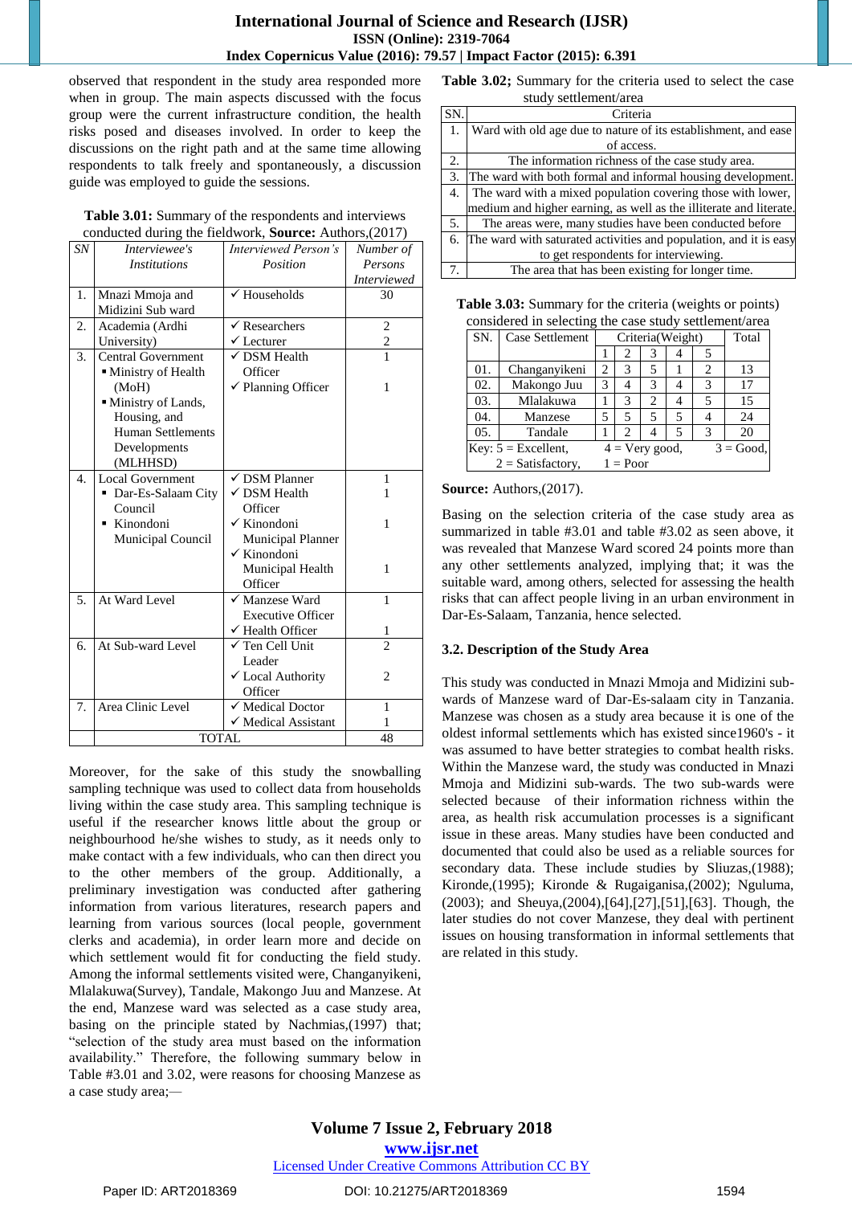observed that respondent in the study area responded more when in group. The main aspects discussed with the focus group were the current infrastructure condition, the health risks posed and diseases involved. In order to keep the discussions on the right path and at the same time allowing respondents to talk freely and spontaneously, a discussion guide was employed to guide the sessions.

**Table 3.01:** Summary of the respondents and interviews conducted during the fieldwork, **Source:** Authors,(2017)

| *SN* | *Interviewee's Institutions* | *Interviewed Person's Position* | *Number of Persons Interviewed* |
|---|---|---|---|
| 1. | Mnazi Mmoja and Midizini Sub ward | ✓ Households | 30 |
| 2. | Academia (Ardhi University) | ✓ Researchers<br>✓ Lecturer | 2<br>2 |
| 3. | Central Government<br>▪ Ministry of Health (MoH)<br>▪ Ministry of Lands, Housing, and Human Settlements Developments (MLHHSD) | ✓ DSM Health Officer<br>✓ Planning Officer | 1<br>1 |
| 4. | Local Government<br>▪ Dar-Es-Salaam City Council<br>▪ Kinondoni Municipal Council | ✓ DSM Planner<br>✓ DSM Health Officer<br>✓ Kinondoni Municipal Planner<br>✓ Kinondoni Municipal Health Officer | 1<br>1<br>1<br>1 |
| 5. | At Ward Level | ✓ Manzese Ward Executive Officer<br>✓ Health Officer | 1<br>1 |
| 6. | At Sub-ward Level | ✓ Ten Cell Unit Leader<br>✓ Local Authority Officer | 2<br>2 |
| 7. | Area Clinic Level | ✓ Medical Doctor<br>✓ Medical Assistant | 1<br>1 |
| | TOTAL | | 48 |

Moreover, for the sake of this study the snowballing sampling technique was used to collect data from households living within the case study area. This sampling technique is useful if the researcher knows little about the group or neighbourhood he/she wishes to study, as it needs only to make contact with a few individuals, who can then direct you to the other members of the group. Additionally, a preliminary investigation was conducted after gathering information from various literatures, research papers and learning from various sources (local people, government clerks and academia), in order learn more and decide on which settlement would fit for conducting the field study. Among the informal settlements visited were, Changanyikeni, Mlalakuwa(Survey), Tandale, Makongo Juu and Manzese. At the end, Manzese ward was selected as a case study area, basing on the principle stated by Nachmias,(1997) that; "selection of the study area must based on the information availability." Therefore, the following summary below in Table #3.01 and 3.02, were reasons for choosing Manzese as a case study area;—

**Table 3.02;** Summary for the criteria used to select the case study settlement/area

| SN. | Criteria |
|---|---|
| 1. | Ward with old age due to nature of its establishment, and ease of access. |
| 2. | The information richness of the case study area. |
| 3. | The ward with both formal and informal housing development. |
| 4. | The ward with a mixed population covering those with lower, medium and higher earning, as well as the illiterate and literate. |
| 5. | The areas were, many studies have been conducted before |
| 6. | The ward with saturated activities and population, and it is easy to get respondents for interviewing. |
| 7. | The area that has been existing for longer time. |

**Table 3.03:** Summary for the criteria (weights or points) considered in selecting the case study settlement/area

| SN. | Case Settlement | Criteria(Weight) | | | | | Total |
|---|---|---|---|---|---|---|---|
| | | 1 | 2 | 3 | 4 | 5 | |
| 01. | Changanyikeni | 2 | 3 | 5 | 1 | 2 | 13 |
| 02. | Makongo Juu | 3 | 4 | 3 | 4 | 3 | 17 |
| 03. | Mlalakuwa | 1 | 3 | 2 | 4 | 5 | 15 |
| 04. | Manzese | 5 | 5 | 5 | 5 | 4 | 24 |
| 05. | Tandale | 1 | 2 | 4 | 5 | 3 | 20 |

Key: 5 = Excellent, 4 = Very good, 3 = Good, 2 = Satisfactory, 1 = Poor

**Source:** Authors,(2017).

Basing on the selection criteria of the case study area as summarized in table #3.01 and table #3.02 as seen above, it was revealed that Manzese Ward scored 24 points more than any other settlements analyzed, implying that; it was the suitable ward, among others, selected for assessing the health risks that can affect people living in an urban environment in Dar-Es-Salaam, Tanzania, hence selected.

### 3.2. Description of the Study Area

This study was conducted in Mnazi Mmoja and Midizini sub-wards of Manzese ward of Dar-es-salaam city in Tanzania. Manzese was chosen as a study area because it is one of the oldest informal settlements which has existed since1960's - it was assumed to have better strategies to combat health risks. Within the Manzese ward, the study was conducted in Mnazi Mmoja and Midizini sub-wards. The two sub-wards were selected because of their information richness within the area, as health risk accumulation processes is a significant issue in these areas. Many studies have been conducted and documented that could also be used as a reliable sources for secondary data. These include studies by Sliuzas,(1988); Kironde,(1995); Kironde & Rugaiganisa,(2002); Nguluma,(2003); and Sheuya,(2004),[64],[27],[51],[63]. Though, the later studies do not cover Manzese, they deal with pertinent issues on housing transformation in informal settlements that are related in this study.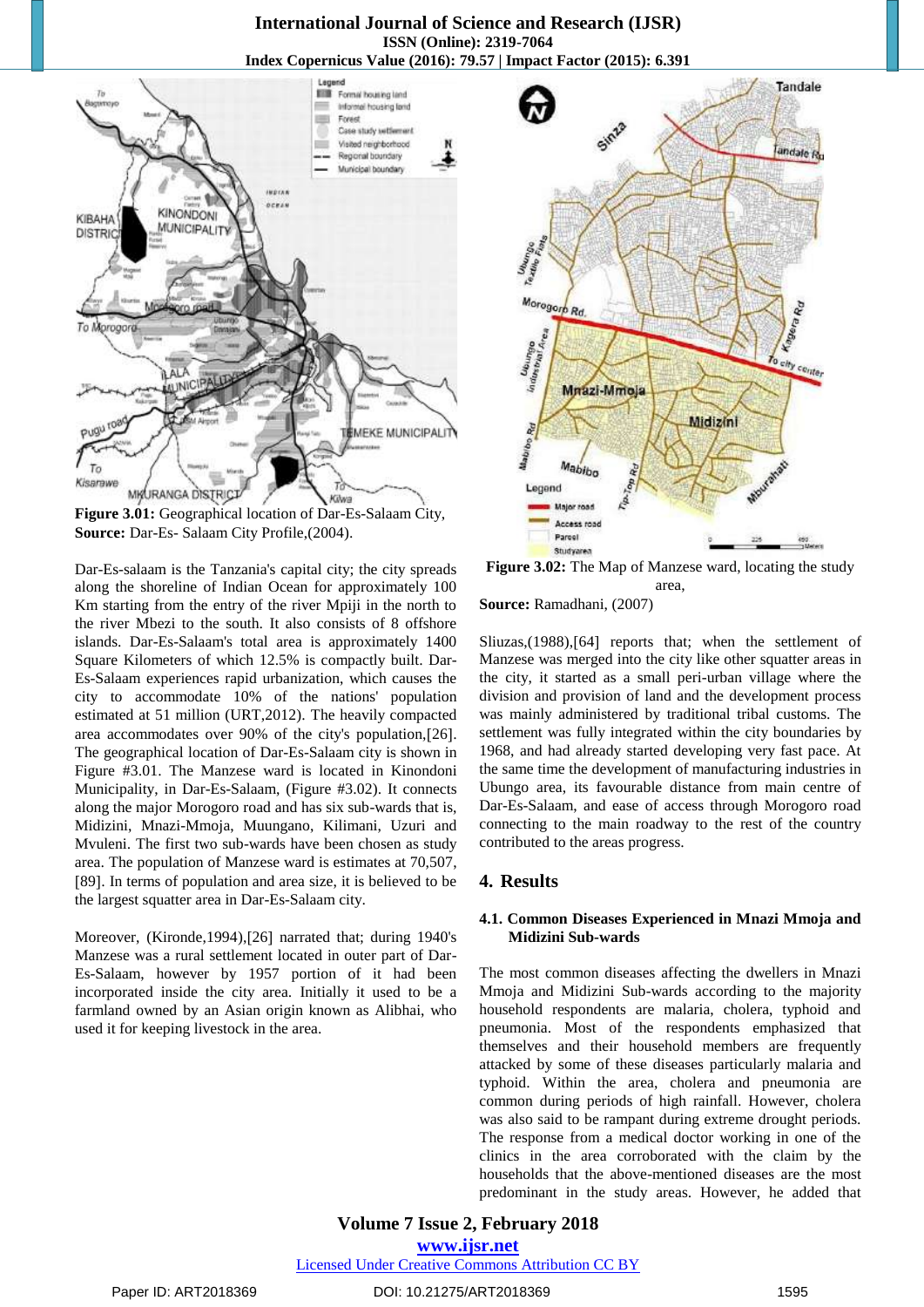**Figure 3.01:** Geographical location of Dar-Es-Salaam City,
**Source:** Dar-Es- Salaam City Profile,(2004).

Dar-Es-salaam is the Tanzania's capital city; the city spreads along the shoreline of Indian Ocean for approximately 100 Km starting from the entry of the river Mpiji in the north to the river Mbezi to the south. It also consists of 8 offshore islands. Dar-Es-Salaam's total area is approximately 1400 Square Kilometers of which 12.5% is compactly built. Dar-Es-Salaam experiences rapid urbanization, which causes the city to accommodate 10% of the nations' population estimated at 51 million (URT,2012). The heavily compacted area accommodates over 90% of the city's population,[26]. The geographical location of Dar-Es-Salaam city is shown in Figure #3.01. The Manzese ward is located in Kinondoni Municipality, in Dar-Es-Salaam, (Figure #3.02). It connects along the major Morogoro road and has six sub-wards that is, Midizini, Mnazi-Mmoja, Muungano, Kilimani, Uzuri and Mvuleni. The first two sub-wards have been chosen as study area. The population of Manzese ward is estimates at 70,507, [89]. In terms of population and area size, it is believed to be the largest squatter area in Dar-Es-Salaam city.

Moreover, (Kironde,1994),[26] narrated that; during 1940's Manzese was a rural settlement located in outer part of Dar-Es-Salaam, however by 1957 portion of it had been incorporated inside the city area. Initially it used to be a farmland owned by an Asian origin known as Alibhai, who used it for keeping livestock in the area.

**Figure 3.02:** The Map of Manzese ward, locating the study area,
**Source:** Ramadhani, (2007)

Sliuzas,(1988),[64] reports that; when the settlement of Manzese was merged into the city like other squatter areas in the city, it started as a small peri-urban village where the division and provision of land and the development process was mainly administered by traditional tribal customs. The settlement was fully integrated within the city boundaries by 1968, and had already started developing very fast pace. At the same time the development of manufacturing industries in Ubungo area, its favourable distance from main centre of Dar-Es-Salaam, and ease of access through Morogoro road connecting to the main roadway to the rest of the country contributed to the areas progress.

## 4. Results

### 4.1. Common Diseases Experienced in Mnazi Mmoja and Midizini Sub-wards

The most common diseases affecting the dwellers in Mnazi Mmoja and Midizini Sub-wards according to the majority household respondents are malaria, cholera, typhoid and pneumonia. Most of the respondents emphasized that themselves and their household members are frequently attacked by some of these diseases particularly malaria and typhoid. Within the area, cholera and pneumonia are common during periods of high rainfall. However, cholera was also said to be rampant during extreme drought periods. The response from a medical doctor working in one of the clinics in the area corroborated with the claim by the households that the above-mentioned diseases are the most predominant in the study areas. However, he added that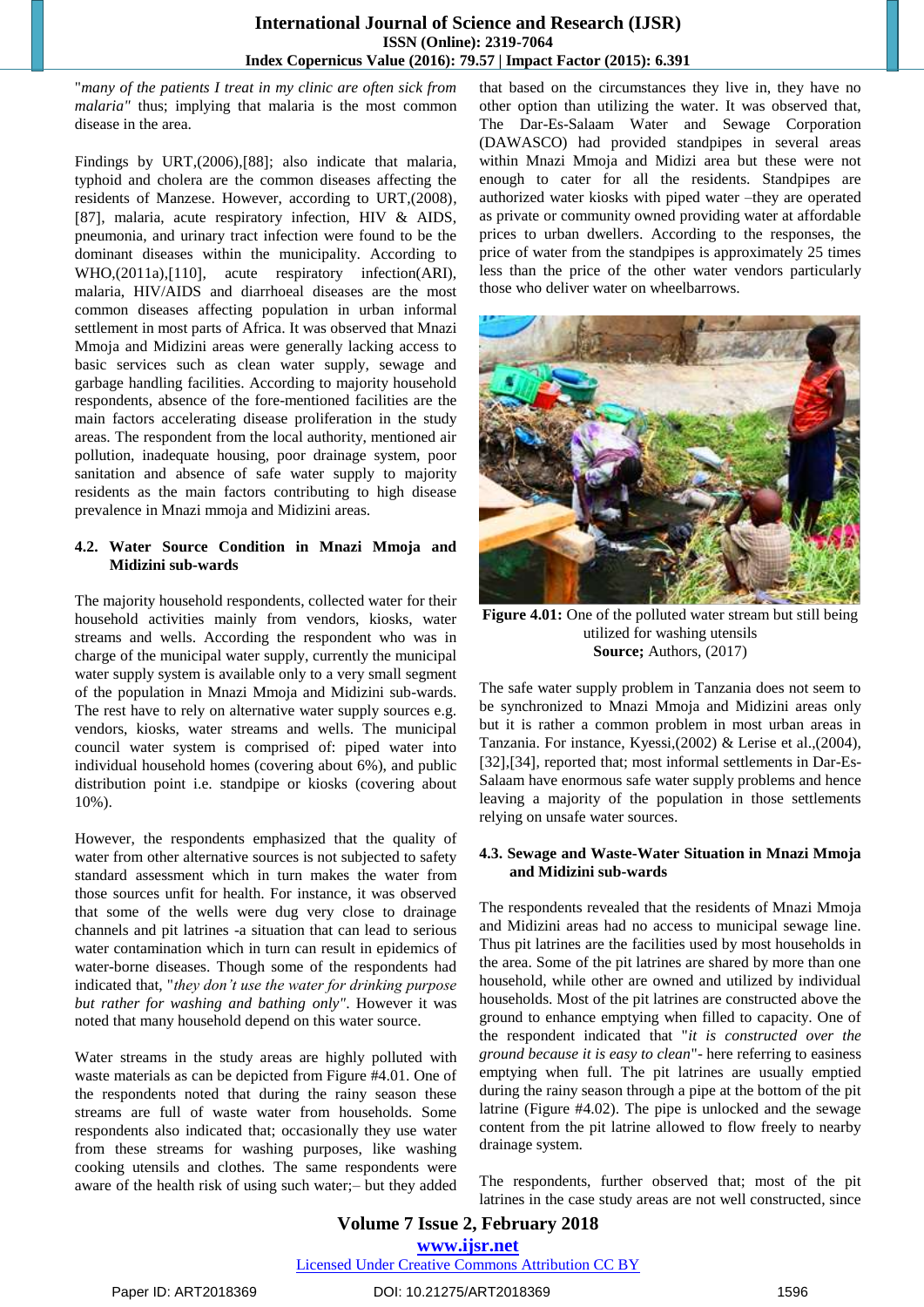"*many of the patients I treat in my clinic are often sick from malaria"* thus; implying that malaria is the most common disease in the area.

Findings by URT,(2006),[88]; also indicate that malaria, typhoid and cholera are the common diseases affecting the residents of Manzese. However, according to URT,(2008), [87], malaria, acute respiratory infection, HIV & AIDS, pneumonia, and urinary tract infection were found to be the dominant diseases within the municipality. According to WHO,(2011a),[110], acute respiratory infection(ARI), malaria, HIV/AIDS and diarrhoeal diseases are the most common diseases affecting population in urban informal settlement in most parts of Africa. It was observed that Mnazi Mmoja and Midizini areas were generally lacking access to basic services such as clean water supply, sewage and garbage handling facilities. According to majority household respondents, absence of the fore-mentioned facilities are the main factors accelerating disease proliferation in the study areas. The respondent from the local authority, mentioned air pollution, inadequate housing, poor drainage system, poor sanitation and absence of safe water supply to majority residents as the main factors contributing to high disease prevalence in Mnazi mmoja and Midizini areas.

### 4.2. Water Source Condition in Mnazi Mmoja and Midizini sub-wards

The majority household respondents, collected water for their household activities mainly from vendors, kiosks, water streams and wells. According the respondent who was in charge of the municipal water supply, currently the municipal water supply system is available only to a very small segment of the population in Mnazi Mmoja and Midizini sub-wards. The rest have to rely on alternative water supply sources e.g. vendors, kiosks, water streams and wells. The municipal council water system is comprised of: piped water into individual household homes (covering about 6%), and public distribution point i.e. standpipe or kiosks (covering about 10%).

However, the respondents emphasized that the quality of water from other alternative sources is not subjected to safety standard assessment which in turn makes the water from those sources unfit for health. For instance, it was observed that some of the wells were dug very close to drainage channels and pit latrines -a situation that can lead to serious water contamination which in turn can result in epidemics of water-borne diseases. Though some of the respondents had indicated that, "*they don't use the water for drinking purpose but rather for washing and bathing only"*. However it was noted that many household depend on this water source.

Water streams in the study areas are highly polluted with waste materials as can be depicted from Figure #4.01. One of the respondents noted that during the rainy season these streams are full of waste water from households. Some respondents also indicated that; occasionally they use water from these streams for washing purposes, like washing cooking utensils and clothes. The same respondents were aware of the health risk of using such water;– but they added that based on the circumstances they live in, they have no other option than utilizing the water. It was observed that, The Dar-Es-Salaam Water and Sewage Corporation (DAWASCO) had provided standpipes in several areas within Mnazi Mmoja and Midizi area but these were not enough to cater for all the residents. Standpipes are authorized water kiosks with piped water –they are operated as private or community owned providing water at affordable prices to urban dwellers. According to the responses, the price of water from the standpipes is approximately 25 times less than the price of the other water vendors particularly those who deliver water on wheelbarrows.

**Figure 4.01:** One of the polluted water stream but still being utilized for washing utensils
**Source;** Authors, (2017)

The safe water supply problem in Tanzania does not seem to be synchronized to Mnazi Mmoja and Midizini areas only but it is rather a common problem in most urban areas in Tanzania. For instance, Kyessi,(2002) & Lerise et al.,(2004), [32],[34], reported that; most informal settlements in Dar-Es-Salaam have enormous safe water supply problems and hence leaving a majority of the population in those settlements relying on unsafe water sources.

### 4.3. Sewage and Waste-Water Situation in Mnazi Mmoja and Midizini sub-wards

The respondents revealed that the residents of Mnazi Mmoja and Midizini areas had no access to municipal sewage line. Thus pit latrines are the facilities used by most households in the area. Some of the pit latrines are shared by more than one household, while other are owned and utilized by individual households. Most of the pit latrines are constructed above the ground to enhance emptying when filled to capacity. One of the respondent indicated that "*it is constructed over the ground because it is easy to clean*"- here referring to easiness emptying when full. The pit latrines are usually emptied during the rainy season through a pipe at the bottom of the pit latrine (Figure #4.02). The pipe is unlocked and the sewage content from the pit latrine allowed to flow freely to nearby drainage system.

The respondents, further observed that; most of the pit latrines in the case study areas are not well constructed, since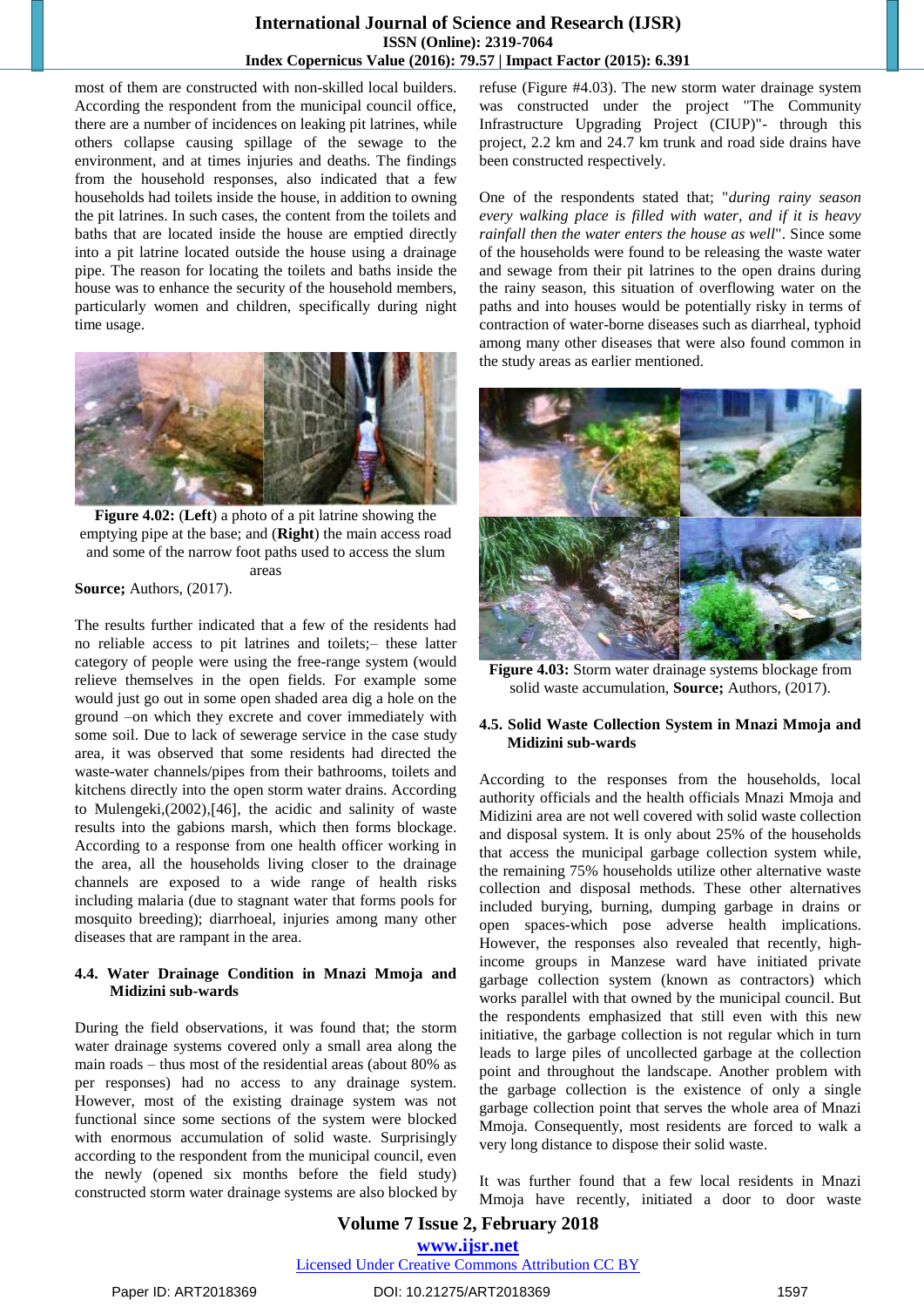most of them are constructed with non-skilled local builders. According the respondent from the municipal council office, there are a number of incidences on leaking pit latrines, while others collapse causing spillage of the sewage to the environment, and at times injuries and deaths. The findings from the household responses, also indicated that a few households had toilets inside the house, in addition to owning the pit latrines. In such cases, the content from the toilets and baths that are located inside the house are emptied directly into a pit latrine located outside the house using a drainage pipe. The reason for locating the toilets and baths inside the house was to enhance the security of the household members, particularly women and children, specifically during night time usage.

**Figure 4.02:** (**Left**) a photo of a pit latrine showing the emptying pipe at the base; and (**Right**) the main access road and some of the narrow foot paths used to access the slum areas

**Source;** Authors, (2017).

The results further indicated that a few of the residents had no reliable access to pit latrines and toilets;– these latter category of people were using the free-range system (would relieve themselves in the open fields. For example some would just go out in some open shaded area dig a hole on the ground –on which they excrete and cover immediately with some soil. Due to lack of sewerage service in the case study area, it was observed that some residents had directed the waste-water channels/pipes from their bathrooms, toilets and kitchens directly into the open storm water drains. According to Mulengeki,(2002),[46], the acidic and salinity of waste results into the gabions marsh, which then forms blockage. According to a response from one health officer working in the area, all the households living closer to the drainage channels are exposed to a wide range of health risks including malaria (due to stagnant water that forms pools for mosquito breeding); diarrhoeal, injuries among many other diseases that are rampant in the area.

### 4.4. Water Drainage Condition in Mnazi Mmoja and Midizini sub-wards

During the field observations, it was found that; the storm water drainage systems covered only a small area along the main roads – thus most of the residential areas (about 80% as per responses) had no access to any drainage system. However, most of the existing drainage system was not functional since some sections of the system were blocked with enormous accumulation of solid waste. Surprisingly according to the respondent from the municipal council, even the newly (opened six months before the field study) constructed storm water drainage systems are also blocked by refuse (Figure #4.03). The new storm water drainage system was constructed under the project "The Community Infrastructure Upgrading Project (CIUP)"- through this project, 2.2 km and 24.7 km trunk and road side drains have been constructed respectively.

One of the respondents stated that; "*during rainy season every walking place is filled with water, and if it is heavy rainfall then the water enters the house as well*". Since some of the households were found to be releasing the waste water and sewage from their pit latrines to the open drains during the rainy season, this situation of overflowing water on the paths and into houses would be potentially risky in terms of contraction of water-borne diseases such as diarrheal, typhoid among many other diseases that were also found common in the study areas as earlier mentioned.

**Figure 4.03:** Storm water drainage systems blockage from solid waste accumulation, **Source;** Authors, (2017).

### 4.5. Solid Waste Collection System in Mnazi Mmoja and Midizini sub-wards

According to the responses from the households, local authority officials and the health officials Mnazi Mmoja and Midizini area are not well covered with solid waste collection and disposal system. It is only about 25% of the households that access the municipal garbage collection system while, the remaining 75% households utilize other alternative waste collection and disposal methods. These other alternatives included burying, burning, dumping garbage in drains or open spaces-which pose adverse health implications. However, the responses also revealed that recently, high-income groups in Manzese ward have initiated private garbage collection system (known as contractors) which works parallel with that owned by the municipal council. But the respondents emphasized that still even with this new initiative, the garbage collection is not regular which in turn leads to large piles of uncollected garbage at the collection point and throughout the landscape. Another problem with the garbage collection is the existence of only a single garbage collection point that serves the whole area of Mnazi Mmoja. Consequently, most residents are forced to walk a very long distance to dispose their solid waste.

It was further found that a few local residents in Mnazi Mmoja have recently, initiated a door to door waste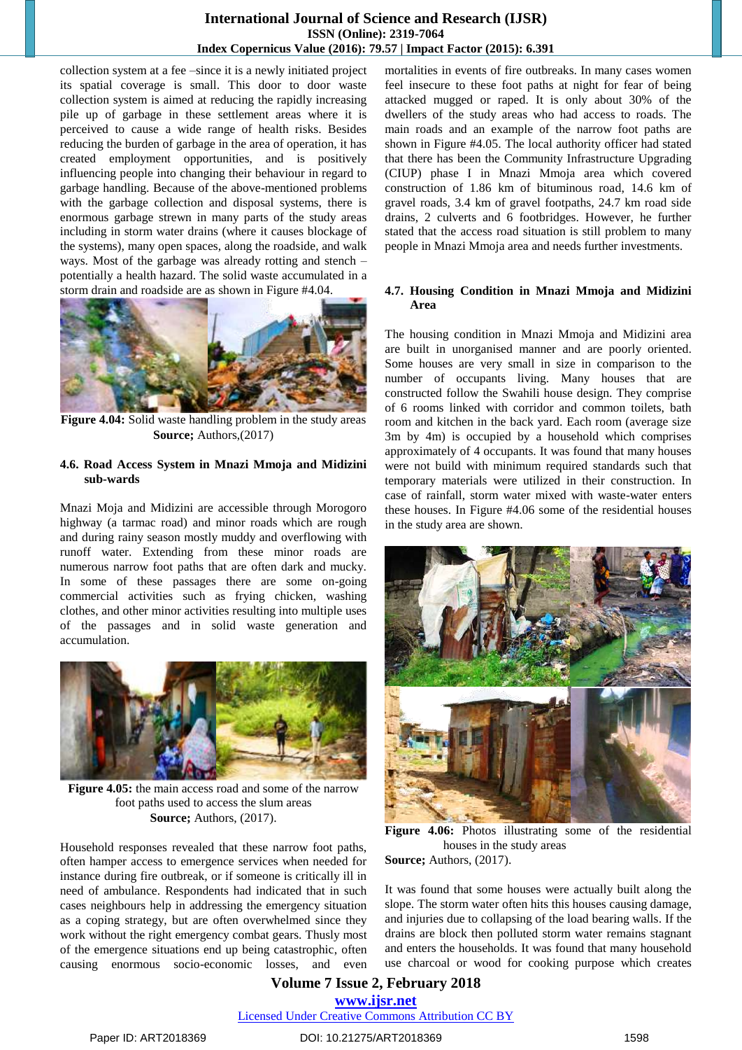collection system at a fee –since it is a newly initiated project its spatial coverage is small. This door to door waste collection system is aimed at reducing the rapidly increasing pile up of garbage in these settlement areas where it is perceived to cause a wide range of health risks. Besides reducing the burden of garbage in the area of operation, it has created employment opportunities, and is positively influencing people into changing their behaviour in regard to garbage handling. Because of the above-mentioned problems with the garbage collection and disposal systems, there is enormous garbage strewn in many parts of the study areas including in storm water drains (where it causes blockage of the systems), many open spaces, along the roadside, and walk ways. Most of the garbage was already rotting and stench – potentially a health hazard. The solid waste accumulated in a storm drain and roadside are as shown in Figure #4.04.

**Figure 4.04:** Solid waste handling problem in the study areas
**Source;** Authors,(2017)

### 4.6. Road Access System in Mnazi Mmoja and Midizini sub-wards

Mnazi Moja and Midizini are accessible through Morogoro highway (a tarmac road) and minor roads which are rough and during rainy season mostly muddy and overflowing with runoff water. Extending from these minor roads are numerous narrow foot paths that are often dark and mucky. In some of these passages there are some on-going commercial activities such as frying chicken, washing clothes, and other minor activities resulting into multiple uses of the passages and in solid waste generation and accumulation.

**Figure 4.05:** the main access road and some of the narrow foot paths used to access the slum areas
**Source;** Authors, (2017).

Household responses revealed that these narrow foot paths, often hamper access to emergence services when needed for instance during fire outbreak, or if someone is critically ill in need of ambulance. Respondents had indicated that in such cases neighbours help in addressing the emergency situation as a coping strategy, but are often overwhelmed since they work without the right emergency combat gears. Thusly most of the emergence situations end up being catastrophic, often causing enormous socio-economic losses, and even mortalities in events of fire outbreaks. In many cases women feel insecure to these foot paths at night for fear of being attacked mugged or raped. It is only about 30% of the dwellers of the study areas who had access to roads. The main roads and an example of the narrow foot paths are shown in Figure #4.05. The local authority officer had stated that there has been the Community Infrastructure Upgrading (CIUP) phase I in Mnazi Mmoja area which covered construction of 1.86 km of bituminous road, 14.6 km of gravel roads, 3.4 km of gravel footpaths, 24.7 km road side drains, 2 culverts and 6 footbridges. However, he further stated that the access road situation is still problem to many people in Mnazi Mmoja area and needs further investments.

### 4.7. Housing Condition in Mnazi Mmoja and Midizini Area

The housing condition in Mnazi Mmoja and Midizini area are built in unorganised manner and are poorly oriented. Some houses are very small in size in comparison to the number of occupants living. Many houses that are constructed follow the Swahili house design. They comprise of 6 rooms linked with corridor and common toilets, bath room and kitchen in the back yard. Each room (average size 3m by 4m) is occupied by a household which comprises approximately of 4 occupants. It was found that many houses were not build with minimum required standards such that temporary materials were utilized in their construction. In case of rainfall, storm water mixed with waste-water enters these houses. In Figure #4.06 some of the residential houses in the study area are shown.

**Figure 4.06:** Photos illustrating some of the residential houses in the study areas
**Source;** Authors, (2017).

It was found that some houses were actually built along the slope. The storm water often hits this houses causing damage, and injuries due to collapsing of the load bearing walls. If the drains are block then polluted storm water remains stagnant and enters the households. It was found that many household use charcoal or wood for cooking purpose which creates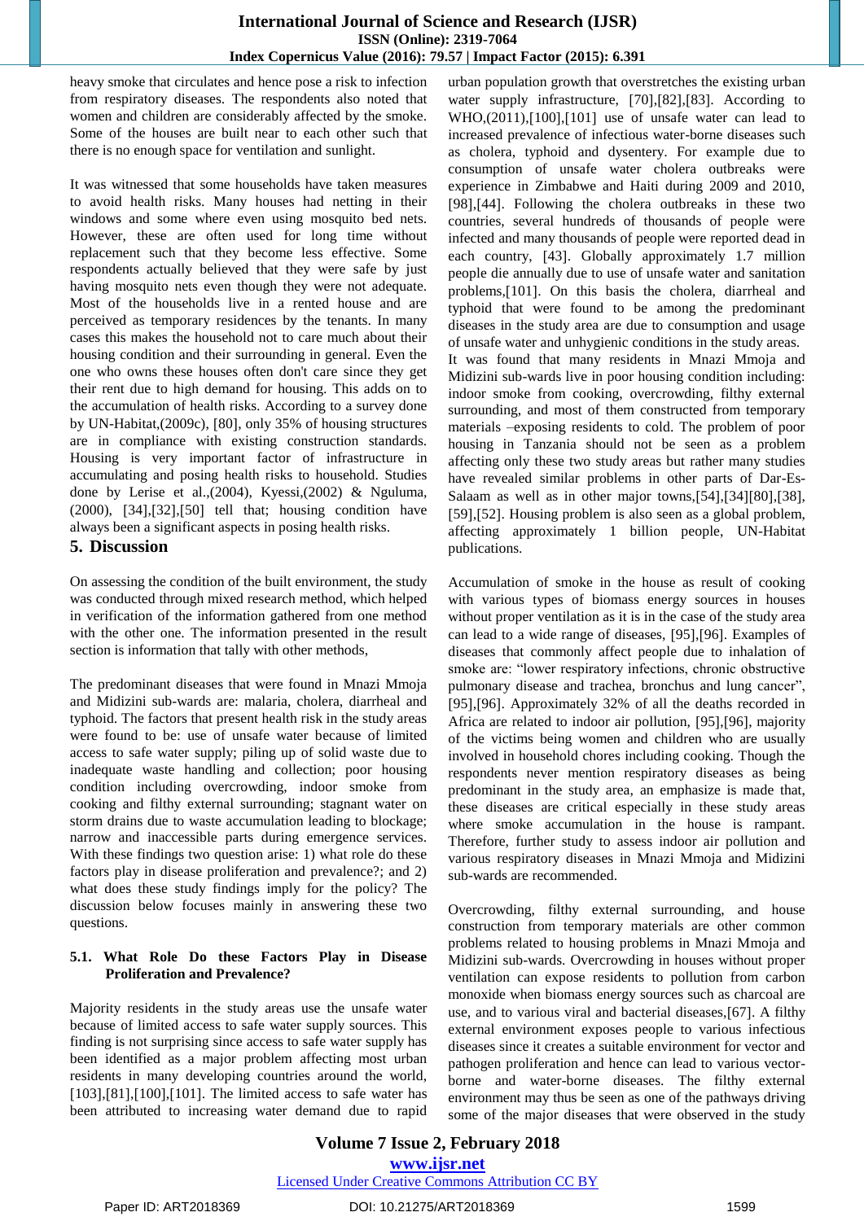heavy smoke that circulates and hence pose a risk to infection from respiratory diseases. The respondents also noted that women and children are considerably affected by the smoke. Some of the houses are built near to each other such that there is no enough space for ventilation and sunlight.

It was witnessed that some households have taken measures to avoid health risks. Many houses had netting in their windows and some where even using mosquito bed nets. However, these are often used for long time without replacement such that they become less effective. Some respondents actually believed that they were safe by just having mosquito nets even though they were not adequate. Most of the households live in a rented house and are perceived as temporary residences by the tenants. In many cases this makes the household not to care much about their housing condition and their surrounding in general. Even the one who owns these houses often don't care since they get their rent due to high demand for housing. This adds on to the accumulation of health risks. According to a survey done by UN-Habitat,(2009c), [80], only 35% of housing structures are in compliance with existing construction standards. Housing is very important factor of infrastructure in accumulating and posing health risks to household. Studies done by Lerise et al.,(2004), Kyessi,(2002) & Nguluma, (2000), [34],[32],[50] tell that; housing condition have always been a significant aspects in posing health risks.

## 5. Discussion

On assessing the condition of the built environment, the study was conducted through mixed research method, which helped in verification of the information gathered from one method with the other one. The information presented in the result section is information that tally with other methods,

The predominant diseases that were found in Mnazi Mmoja and Midizini sub-wards are: malaria, cholera, diarrheal and typhoid. The factors that present health risk in the study areas were found to be: use of unsafe water because of limited access to safe water supply; piling up of solid waste due to inadequate waste handling and collection; poor housing condition including overcrowding, indoor smoke from cooking and filthy external surrounding; stagnant water on storm drains due to waste accumulation leading to blockage; narrow and inaccessible parts during emergence services. With these findings two question arise: 1) what role do these factors play in disease proliferation and prevalence?; and 2) what does these study findings imply for the policy? The discussion below focuses mainly in answering these two questions.

### 5.1. What Role Do these Factors Play in Disease Proliferation and Prevalence?

Majority residents in the study areas use the unsafe water because of limited access to safe water supply sources. This finding is not surprising since access to safe water supply has been identified as a major problem affecting most urban residents in many developing countries around the world, [103],[81],[100],[101]. The limited access to safe water has been attributed to increasing water demand due to rapid urban population growth that overstretches the existing urban water supply infrastructure, [70],[82],[83]. According to WHO,(2011),[100],[101] use of unsafe water can lead to increased prevalence of infectious water-borne diseases such as cholera, typhoid and dysentery. For example due to consumption of unsafe water cholera outbreaks were experience in Zimbabwe and Haiti during 2009 and 2010, [98],[44]. Following the cholera outbreaks in these two countries, several hundreds of thousands of people were infected and many thousands of people were reported dead in each country, [43]. Globally approximately 1.7 million people die annually due to use of unsafe water and sanitation problems,[101]. On this basis the cholera, diarrheal and typhoid that were found to be among the predominant diseases in the study area are due to consumption and usage of unsafe water and unhygienic conditions in the study areas.

It was found that many residents in Mnazi Mmoja and Midizini sub-wards live in poor housing condition including: indoor smoke from cooking, overcrowding, filthy external surrounding, and most of them constructed from temporary materials –exposing residents to cold. The problem of poor housing in Tanzania should not be seen as a problem affecting only these two study areas but rather many studies have revealed similar problems in other parts of Dar-Es-Salaam as well as in other major towns,[54],[34][80],[38], [59],[52]. Housing problem is also seen as a global problem, affecting approximately 1 billion people, UN-Habitat publications.

Accumulation of smoke in the house as result of cooking with various types of biomass energy sources in houses without proper ventilation as it is in the case of the study area can lead to a wide range of diseases, [95],[96]. Examples of diseases that commonly affect people due to inhalation of smoke are: "lower respiratory infections, chronic obstructive pulmonary disease and trachea, bronchus and lung cancer", [95],[96]. Approximately 32% of all the deaths recorded in Africa are related to indoor air pollution, [95],[96], majority of the victims being women and children who are usually involved in household chores including cooking. Though the respondents never mention respiratory diseases as being predominant in the study area, an emphasize is made that, these diseases are critical especially in these study areas where smoke accumulation in the house is rampant. Therefore, further study to assess indoor air pollution and various respiratory diseases in Mnazi Mmoja and Midizini sub-wards are recommended.

Overcrowding, filthy external surrounding, and house construction from temporary materials are other common problems related to housing problems in Mnazi Mmoja and Midizini sub-wards. Overcrowding in houses without proper ventilation can expose residents to pollution from carbon monoxide when biomass energy sources such as charcoal are use, and to various viral and bacterial diseases,[67]. A filthy external environment exposes people to various infectious diseases since it creates a suitable environment for vector and pathogen proliferation and hence can lead to various vector-borne and water-borne diseases. The filthy external environment may thus be seen as one of the pathways driving some of the major diseases that were observed in the study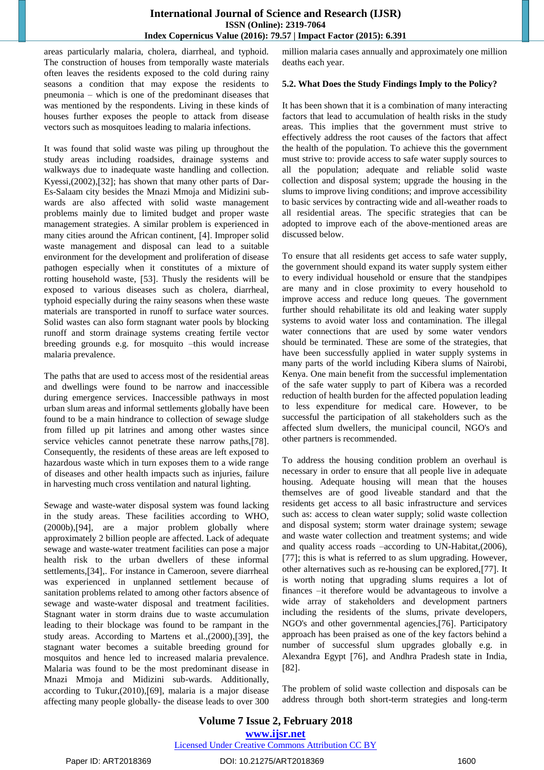areas particularly malaria, cholera, diarrheal, and typhoid. The construction of houses from temporally waste materials often leaves the residents exposed to the cold during rainy seasons a condition that may expose the residents to pneumonia – which is one of the predominant diseases that was mentioned by the respondents. Living in these kinds of houses further exposes the people to attack from disease vectors such as mosquitoes leading to malaria infections.

It was found that solid waste was piling up throughout the study areas including roadsides, drainage systems and walkways due to inadequate waste handling and collection. Kyessi,(2002),[32]; has shown that many other parts of Dar-Es-Salaam city besides the Mnazi Mmoja and Midizini sub-wards are also affected with solid waste management problems mainly due to limited budget and proper waste management strategies. A similar problem is experienced in many cities around the African continent, [4]. Improper solid waste management and disposal can lead to a suitable environment for the development and proliferation of disease pathogen especially when it constitutes of a mixture of rotting household waste, [53]. Thusly the residents will be exposed to various diseases such as cholera, diarrheal, typhoid especially during the rainy seasons when these waste materials are transported in runoff to surface water sources. Solid wastes can also form stagnant water pools by blocking runoff and storm drainage systems creating fertile vector breeding grounds e.g. for mosquito –this would increase malaria prevalence.

The paths that are used to access most of the residential areas and dwellings were found to be narrow and inaccessible during emergence services. Inaccessible pathways in most urban slum areas and informal settlements globally have been found to be a main hindrance to collection of sewage sludge from filled up pit latrines and among other wastes since service vehicles cannot penetrate these narrow paths,[78]. Consequently, the residents of these areas are left exposed to hazardous waste which in turn exposes them to a wide range of diseases and other health impacts such as injuries, failure in harvesting much cross ventilation and natural lighting.

Sewage and waste-water disposal system was found lacking in the study areas. These facilities according to WHO, (2000b),[94], are a major problem globally where approximately 2 billion people are affected. Lack of adequate sewage and waste-water treatment facilities can pose a major health risk to the urban dwellers of these informal settlements,[34],. For instance in Cameroon, severe diarrheal was experienced in unplanned settlement because of sanitation problems related to among other factors absence of sewage and waste-water disposal and treatment facilities. Stagnant water in storm drains due to waste accumulation leading to their blockage was found to be rampant in the study areas. According to Martens et al.,(2000),[39], the stagnant water becomes a suitable breeding ground for mosquitos and hence led to increased malaria prevalence. Malaria was found to be the most predominant disease in Mnazi Mmoja and Midizini sub-wards. Additionally, according to Tukur,(2010),[69], malaria is a major disease affecting many people globally- the disease leads to over 300 million malaria cases annually and approximately one million deaths each year.

### 5.2. What Does the Study Findings Imply to the Policy?

It has been shown that it is a combination of many interacting factors that lead to accumulation of health risks in the study areas. This implies that the government must strive to effectively address the root causes of the factors that affect the health of the population. To achieve this the government must strive to: provide access to safe water supply sources to all the population; adequate and reliable solid waste collection and disposal system; upgrade the housing in the slums to improve living conditions; and improve accessibility to basic services by contracting wide and all-weather roads to all residential areas. The specific strategies that can be adopted to improve each of the above-mentioned areas are discussed below.

To ensure that all residents get access to safe water supply, the government should expand its water supply system either to every individual household or ensure that the standpipes are many and in close proximity to every household to improve access and reduce long queues. The government further should rehabilitate its old and leaking water supply systems to avoid water loss and contamination. The illegal water connections that are used by some water vendors should be terminated. These are some of the strategies, that have been successfully applied in water supply systems in many parts of the world including Kibera slums of Nairobi, Kenya. One main benefit from the successful implementation of the safe water supply to part of Kibera was a recorded reduction of health burden for the affected population leading to less expenditure for medical care. However, to be successful the participation of all stakeholders such as the affected slum dwellers, the municipal council, NGO's and other partners is recommended.

To address the housing condition problem an overhaul is necessary in order to ensure that all people live in adequate housing. Adequate housing will mean that the houses themselves are of good liveable standard and that the residents get access to all basic infrastructure and services such as: access to clean water supply; solid waste collection and disposal system; storm water drainage system; sewage and waste water collection and treatment systems; and wide and quality access roads –according to UN-Habitat,(2006), [77]; this is what is referred to as slum upgrading. However, other alternatives such as re-housing can be explored,[77]. It is worth noting that upgrading slums requires a lot of finances –it therefore would be advantageous to involve a wide array of stakeholders and development partners including the residents of the slums, private developers, NGO's and other governmental agencies,[76]. Participatory approach has been praised as one of the key factors behind a number of successful slum upgrades globally e.g. in Alexandra Egypt [76], and Andhra Pradesh state in India, [82].

The problem of solid waste collection and disposals can be address through both short-term strategies and long-term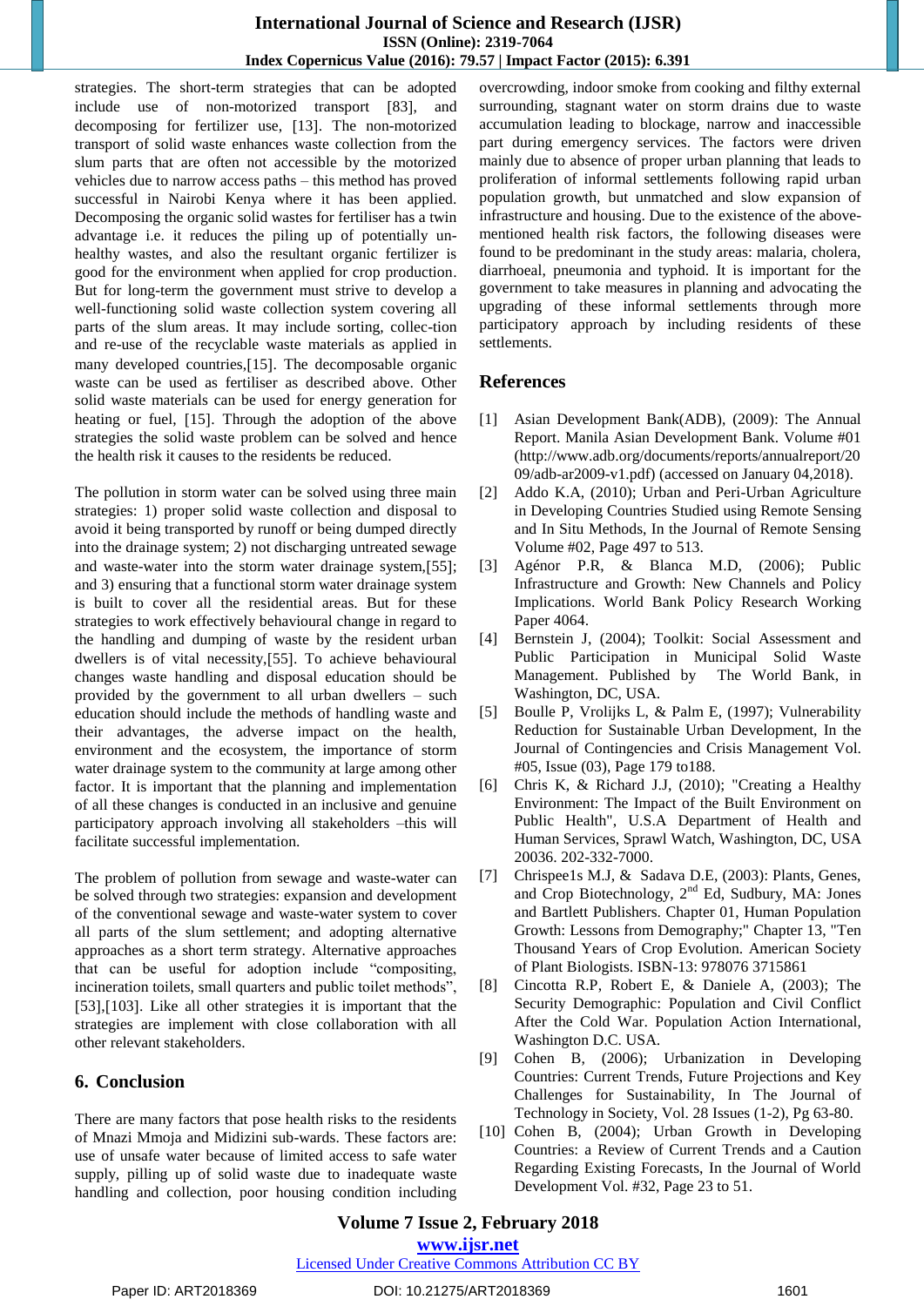strategies. The short-term strategies that can be adopted include use of non-motorized transport [83], and decomposing for fertilizer use, [13]. The non-motorized transport of solid waste enhances waste collection from the slum parts that are often not accessible by the motorized vehicles due to narrow access paths – this method has proved successful in Nairobi Kenya where it has been applied. Decomposing the organic solid wastes for fertiliser has a twin advantage i.e. it reduces the piling up of potentially un-healthy wastes, and also the resultant organic fertilizer is good for the environment when applied for crop production. But for long-term the government must strive to develop a well-functioning solid waste collection system covering all parts of the slum areas. It may include sorting, collec-tion and re-use of the recyclable waste materials as applied in many developed countries,[15]. The decomposable organic waste can be used as fertiliser as described above. Other solid waste materials can be used for energy generation for heating or fuel, [15]. Through the adoption of the above strategies the solid waste problem can be solved and hence the health risk it causes to the residents be reduced.

The pollution in storm water can be solved using three main strategies: 1) proper solid waste collection and disposal to avoid it being transported by runoff or being dumped directly into the drainage system; 2) not discharging untreated sewage and waste-water into the storm water drainage system,[55]; and 3) ensuring that a functional storm water drainage system is built to cover all the residential areas. But for these strategies to work effectively behavioural change in regard to the handling and dumping of waste by the resident urban dwellers is of vital necessity,[55]. To achieve behavioural changes waste handling and disposal education should be provided by the government to all urban dwellers – such education should include the methods of handling waste and their advantages, the adverse impact on the health, environment and the ecosystem, the importance of storm water drainage system to the community at large among other factor. It is important that the planning and implementation of all these changes is conducted in an inclusive and genuine participatory approach involving all stakeholders –this will facilitate successful implementation.

The problem of pollution from sewage and waste-water can be solved through two strategies: expansion and development of the conventional sewage and waste-water system to cover all parts of the slum settlement; and adopting alternative approaches as a short term strategy. Alternative approaches that can be useful for adoption include "compositing, incineration toilets, small quarters and public toilet methods", [53],[103]. Like all other strategies it is important that the strategies are implement with close collaboration with all other relevant stakeholders.

## 6. Conclusion

There are many factors that pose health risks to the residents of Mnazi Mmoja and Midizini sub-wards. These factors are: use of unsafe water because of limited access to safe water supply, pilling up of solid waste due to inadequate waste handling and collection, poor housing condition including overcrowding, indoor smoke from cooking and filthy external surrounding, stagnant water on storm drains due to waste accumulation leading to blockage, narrow and inaccessible part during emergency services. The factors were driven mainly due to absence of proper urban planning that leads to proliferation of informal settlements following rapid urban population growth, but unmatched and slow expansion of infrastructure and housing. Due to the existence of the above-mentioned health risk factors, the following diseases were found to be predominant in the study areas: malaria, cholera, diarrhoeal, pneumonia and typhoid. It is important for the government to take measures in planning and advocating the upgrading of these informal settlements through more participatory approach by including residents of these settlements.

## References

[1] Asian Development Bank(ADB), (2009): The Annual Report. Manila Asian Development Bank. Volume #01 (http://www.adb.org/documents/reports/annualreport/2009/adb-ar2009-v1.pdf) (accessed on January 04,2018).

[2] Addo K.A, (2010); Urban and Peri-Urban Agriculture in Developing Countries Studied using Remote Sensing and In Situ Methods, In the Journal of Remote Sensing Volume #02, Page 497 to 513.

[3] Agénor P.R, & Blanca M.D, (2006); Public Infrastructure and Growth: New Channels and Policy Implications. World Bank Policy Research Working Paper 4064.

[4] Bernstein J, (2004); Toolkit: Social Assessment and Public Participation in Municipal Solid Waste Management. Published by The World Bank, in Washington, DC, USA.

[5] Boulle P, Vrolijks L, & Palm E, (1997); Vulnerability Reduction for Sustainable Urban Development, In the Journal of Contingencies and Crisis Management Vol. #05, Issue (03), Page 179 to188.

[6] Chris K, & Richard J.J, (2000); "Creating a Healthy Environment: The Impact of the Built Environment on Public Health", U.S.A Department of Health and Human Services, Sprawl Watch, Washington, DC, USA 20036. 202-332-7000.

[7] Chrispee1s M.J, & Sadava D.E, (2003): Plants, Genes, and Crop Biotechnology, 2nd Ed, Sudbury, MA: Jones and Bartlett Publishers. Chapter 01, Human Population Growth: Lessons from Demography;" Chapter 13, "Ten Thousand Years of Crop Evolution. American Society of Plant Biologists. ISBN-13: 978076 3715861

[8] Cincotta R.P, Robert E, & Daniele A, (2003); The Security Demographic: Population and Civil Conflict After the Cold War. Population Action International, Washington D.C. USA.

[9] Cohen B, (2006); Urbanization in Developing Countries: Current Trends, Future Projections and Key Challenges for Sustainability, In The Journal of Technology in Society, Vol. 28 Issues (1-2), Pg 63-80.

[10] Cohen B, (2004); Urban Growth in Developing Countries: a Review of Current Trends and a Caution Regarding Existing Forecasts, In the Journal of World Development Vol. #32, Page 23 to 51.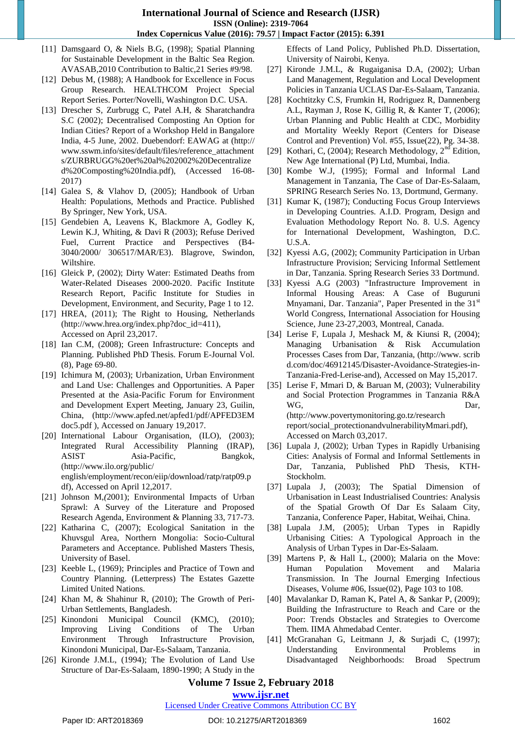[11] Damsgaard O, & Niels B.G, (1998); Spatial Planning for Sustainable Development in the Baltic Sea Region. AVASAB,2010 Contribution to Baltic,21 Series #9/98.

[12] Debus M, (1988); A Handbook for Excellence in Focus Group Research. HEALTHCOM Project Special Report Series. Porter/Novelli, Washington D.C. USA.

[13] Drescher S, Zurbrugg C, Patel A.H, & Sharatchandra S.C (2002); Decentralised Composting An Option for Indian Cities? Report of a Workshop Held in Bangalore India, 4-5 June, 2002. Duebendorf: EAWAG at (http://www.sswm.info/sites/default/files/reference_attachments/ZURBRUGG%20et%20al%202002%20Decentralized%20Composting%20India.pdf), (Accessed 16-08-2017)

[14] Galea S, & Vlahov D, (2005); Handbook of Urban Health: Populations, Methods and Practice. Published By Springer, New York, USA.

[15] Gendebien A, Leavens K, Blackmore A, Godley K, Lewin K.J, Whiting, & Davi R (2003); Refuse Derived Fuel, Current Practice and Perspectives (B4-3040/2000/ 306517/MAR/E3). Blagrove, Swindon, Wiltshire.

[16] Gleick P, (2002); Dirty Water: Estimated Deaths from Water-Related Diseases 2000-2020. Pacific Institute Research Report, Pacific Institute for Studies in Development, Environment, and Security, Page 1 to 12.

[17] HREA, (2011); The Right to Housing, Netherlands (http://www.hrea.org/index.php?doc_id=411), Accessed on April 23,2017.

[18] Ian C.M, (2008); Green Infrastructure: Concepts and Planning. Published PhD Thesis. Forum E-Journal Vol. (8), Page 69-80.

[19] Ichimura M, (2003); Urbanization, Urban Environment and Land Use: Challenges and Opportunities. A Paper Presented at the Asia-Pacific Forum for Environment and Development Expert Meeting, January 23, Guilin, China, (http://www.apfed.net/apfed1/pdf/APFED3EMdoc5.pdf ), Accessed on January 19,2017.

[20] International Labour Organisation, (ILO), (2003); Integrated Rural Accessibility Planning (IRAP), ASIST Asia-Pacific, Bangkok, (http://www.ilo.org/public/english/employment/recon/eiip/download/ratp/ratp09.pdf), Accessed on April 12,2017.

[21] Johnson M,(2001); Environmental Impacts of Urban Sprawl: A Survey of the Literature and Proposed Research Agenda, Environment & Planning 33, 717-73.

[22] Katharina C, (2007); Ecological Sanitation in the Khuvsgul Area, Northern Mongolia: Socio-Cultural Parameters and Acceptance. Published Masters Thesis, University of Basel.

[23] Keeble L, (1969); Principles and Practice of Town and Country Planning. (Letterpress) The Estates Gazette Limited United Nations.

[24] Khan M, & Shahinur R, (2010); The Growth of Peri-Urban Settlements, Bangladesh.

[25] Kinondoni Municipal Council (KMC), (2010); Improving Living Conditions of The Urban Environment Through Infrastructure Provision, Kinondoni Municipal, Dar-Es-Salaam, Tanzania.

[26] Kironde J.M.L, (1994); The Evolution of Land Use Structure of Dar-Es-Salaam, 1890-1990; A Study in the Effects of Land Policy, Published Ph.D. Dissertation, University of Nairobi, Kenya.

[27] Kironde J.M.L, & Rugaiganisa D.A, (2002); Urban Land Management, Regulation and Local Development Policies in Tanzania UCLAS Dar-Es-Salaam, Tanzania.

[28] Kochtitzky C.S, Frumkin H, Rodriguez R, Dannenberg A.L, Rayman J, Rose K, Gillig R, & Kanter T, (2006); Urban Planning and Public Health at CDC, Morbidity and Mortality Weekly Report (Centers for Disease Control and Prevention) Vol. #55, Issue(22), Pg. 34-38.

[29] Kothari, C, (2004); Research Methodology, 2nd Edition, New Age International (P) Ltd, Mumbai, India.

[30] Kombe W.J, (1995); Formal and Informal Land Management in Tanzania, The Case of Dar-Es-Salaam, SPRING Research Series No. 13, Dortmund, Germany.

[31] Kumar K, (1987); Conducting Focus Group Interviews in Developing Countries. A.I.D. Program, Design and Evaluation Methodology Report No. 8. U.S. Agency for International Development, Washington, D.C. U.S.A.

[32] Kyessi A.G, (2002); Community Participation in Urban Infrastructure Provision; Servicing Informal Settlement in Dar, Tanzania. Spring Research Series 33 Dortmund.

[33] Kyessi A.G (2003) "Infrastructure Improvement in Informal Housing Areas: A Case of Buguruni Mnyamani, Dar. Tanzania", Paper Presented in the 31st World Congress, International Association for Housing Science, June 23-27,2003, Montreal, Canada.

[34] Lerise F, Lupala J, Meshack M, & Kiunsi R, (2004); Managing Urbanisation & Risk Accumulation Processes Cases from Dar, Tanzania, (http://www.scribd.com/doc/46912145/Disaster-Avoidance-Strategies-in-Tanzania-Fred-Lerise-and), Accessed on May 15,2017.

[35] Lerise F, Mmari D, & Baruan M, (2003); Vulnerability and Social Protection Programmes in Tanzania R&A WG, Dar, (http://www.povertymonitoring.go.tz/research report/social_protectionandvulnerabilityMmari.pdf), Accessed on March 03,2017.

[36] Lupala J, (2002); Urban Types in Rapidly Urbanising Cities: Analysis of Formal and Informal Settlements in Dar, Tanzania, Published PhD Thesis, KTH-Stockholm.

[37] Lupala J, (2003); The Spatial Dimension of Urbanisation in Least Industrialised Countries: Analysis of the Spatial Growth Of Dar Es Salaam City, Tanzania, Conference Paper, Habitat, Weihai, China.

[38] Lupala J.M, (2005); Urban Types in Rapidly Urbanising Cities: A Typological Approach in the Analysis of Urban Types in Dar-Es-Salaam.

[39] Martens P, & Hall L, (2000); Malaria on the Move: Human Population Movement and Malaria Transmission. In The Journal Emerging Infectious Diseases, Volume #06, Issue(02), Page 103 to 108.

[40] Mavalankar D, Raman K, Patel A, & Sankar P, (2009); Building the Infrastructure to Reach and Care or the Poor: Trends Obstacles and Strategies to Overcome Them. IIMA Ahmedabad Center.

[41] McGranahan G, Leitmann J, & Surjadi C, (1997); Understanding Environmental Problems in Disadvantaged Neighborhoods: Broad Spectrum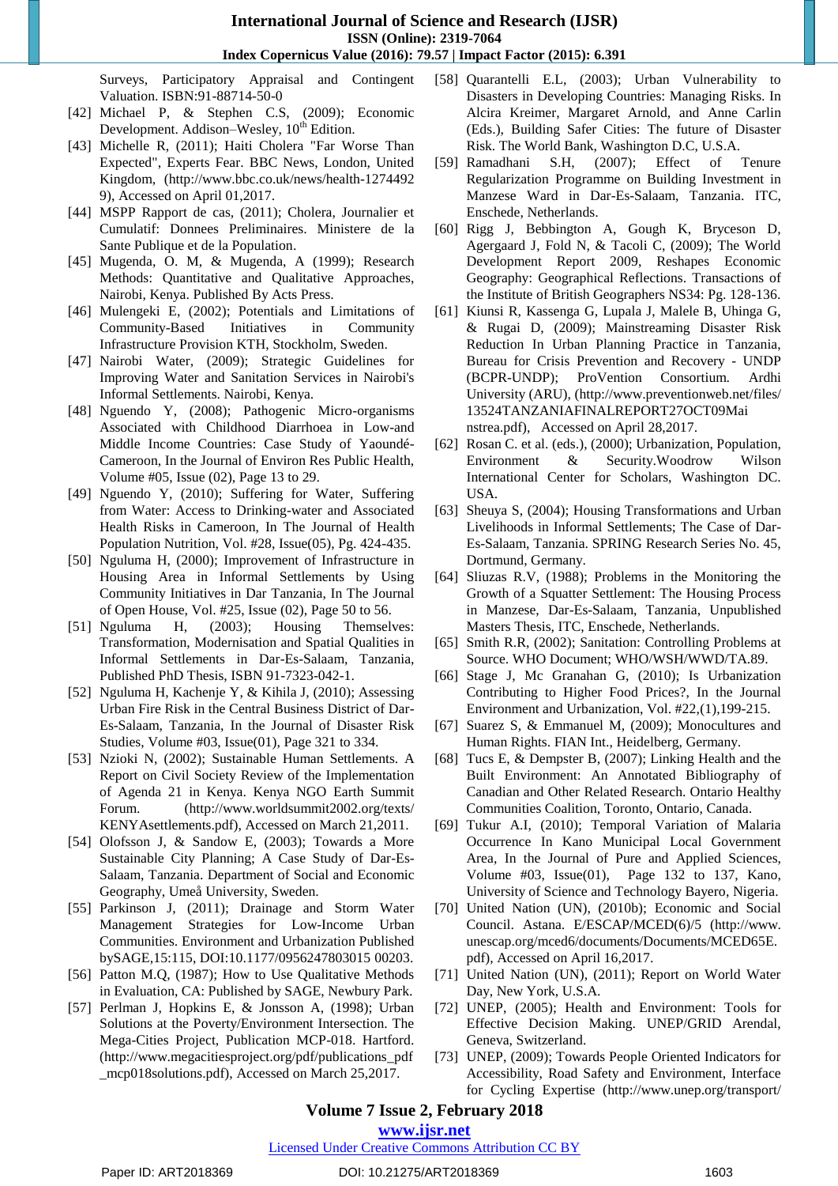Surveys, Participatory Appraisal and Contingent Valuation. ISBN:91-88714-50-0

[42] Michael P, & Stephen C.S, (2009); Economic Development. Addison–Wesley, 10th Edition.

[43] Michelle R, (2011); Haiti Cholera "Far Worse Than Expected", Experts Fear. BBC News, London, United Kingdom, (http://www.bbc.co.uk/news/health-12744929), Accessed on April 01,2017.

[44] MSPP Rapport de cas, (2011); Cholera, Journalier et Cumulatif: Donnees Preliminaires. Ministere de la Sante Publique et de la Population.

[45] Mugenda, O. M, & Mugenda, A (1999); Research Methods: Quantitative and Qualitative Approaches, Nairobi, Kenya. Published By Acts Press.

[46] Mulengeki E, (2002); Potentials and Limitations of Community-Based Initiatives in Community Infrastructure Provision KTH, Stockholm, Sweden.

[47] Nairobi Water, (2009); Strategic Guidelines for Improving Water and Sanitation Services in Nairobi's Informal Settlements. Nairobi, Kenya.

[48] Nguendo Y, (2008); Pathogenic Micro-organisms Associated with Childhood Diarrhoea in Low-and Middle Income Countries: Case Study of Yaoundé-Cameroon, In the Journal of Environ Res Public Health, Volume #05, Issue (02), Page 13 to 29.

[49] Nguendo Y, (2010); Suffering for Water, Suffering from Water: Access to Drinking-water and Associated Health Risks in Cameroon, In The Journal of Health Population Nutrition, Vol. #28, Issue(05), Pg. 424-435.

[50] Nguluma H, (2000); Improvement of Infrastructure in Housing Area in Informal Settlements by Using Community Initiatives in Dar Tanzania, In The Journal of Open House, Vol. #25, Issue (02), Page 50 to 56.

[51] Nguluma H, (2003); Housing Themselves: Transformation, Modernisation and Spatial Qualities in Informal Settlements in Dar-Es-Salaam, Tanzania, Published PhD Thesis, ISBN 91-7323-042-1.

[52] Nguluma H, Kachenje Y, & Kihila J, (2010); Assessing Urban Fire Risk in the Central Business District of Dar-Es-Salaam, Tanzania, In the Journal of Disaster Risk Studies, Volume #03, Issue(01), Page 321 to 334.

[53] Nzioki N, (2002); Sustainable Human Settlements. A Report on Civil Society Review of the Implementation of Agenda 21 in Kenya. Kenya NGO Earth Summit Forum. (http://www.worldsummit2002.org/texts/KENYAsettlements.pdf), Accessed on March 21,2011.

[54] Olofsson J, & Sandow E, (2003); Towards a More Sustainable City Planning; A Case Study of Dar-Es-Salaam, Tanzania. Department of Social and Economic Geography, Umeå University, Sweden.

[55] Parkinson J, (2011); Drainage and Storm Water Management Strategies for Low-Income Urban Communities. Environment and Urbanization Published bySAGE,15:115, DOI:10.1177/0956247803015 00203.

[56] Patton M.Q, (1987); How to Use Qualitative Methods in Evaluation, CA: Published by SAGE, Newbury Park.

[57] Perlman J, Hopkins E, & Jonsson A, (1998); Urban Solutions at the Poverty/Environment Intersection. The Mega-Cities Project, Publication MCP-018. Hartford. (http://www.megacitiesproject.org/pdf/publications_pdf_mcp018solutions.pdf), Accessed on March 25,2017.

[58] Quarantelli E.L, (2003); Urban Vulnerability to Disasters in Developing Countries: Managing Risks. In Alcira Kreimer, Margaret Arnold, and Anne Carlin (Eds.), Building Safer Cities: The future of Disaster Risk. The World Bank, Washington D.C, U.S.A.

[59] Ramadhani S.H, (2007); Effect of Tenure Regularization Programme on Building Investment in Manzese Ward in Dar-Es-Salaam, Tanzania. ITC, Enschede, Netherlands.

[60] Rigg J, Bebbington A, Gough K, Bryceson D, Agergaard J, Fold N, & Tacoli C, (2009); The World Development Report 2009, Reshapes Economic Geography: Geographical Reflections. Transactions of the Institute of British Geographers NS34: Pg. 128-136.

[61] Kiunsi R, Kassenga G, Lupala J, Malele B, Uhinga G, & Rugai D, (2009); Mainstreaming Disaster Risk Reduction In Urban Planning Practice in Tanzania, Bureau for Crisis Prevention and Recovery - UNDP (BCPR-UNDP); ProVention Consortium. Ardhi University (ARU), (http://www.preventionweb.net/files/13524TANZANIAFINALREPORT27OCT09Mainstrea.pdf), Accessed on April 28,2017.

[62] Rosan C. et al. (eds.), (2000); Urbanization, Population, Environment & Security.Woodrow Wilson International Center for Scholars, Washington DC. USA.

[63] Sheuya S, (2004); Housing Transformations and Urban Livelihoods in Informal Settlements; The Case of Dar-Es-Salaam, Tanzania. SPRING Research Series No. 45, Dortmund, Germany.

[64] Sliuzas R.V, (1988); Problems in the Monitoring the Growth of a Squatter Settlement: The Housing Process in Manzese, Dar-Es-Salaam, Tanzania, Unpublished Masters Thesis, ITC, Enschede, Netherlands.

[65] Smith R.R, (2002); Sanitation: Controlling Problems at Source. WHO Document; WHO/WSH/WWD/TA.89.

[66] Stage J, Mc Granahan G, (2010); Is Urbanization Contributing to Higher Food Prices?, In the Journal Environment and Urbanization, Vol. #22,(1),199-215.

[67] Suarez S, & Emmanuel M, (2009); Monocultures and Human Rights. FIAN Int., Heidelberg, Germany.

[68] Tucs E, & Dempster B, (2007); Linking Health and the Built Environment: An Annotated Bibliography of Canadian and Other Related Research. Ontario Healthy Communities Coalition, Toronto, Ontario, Canada.

[69] Tukur A.I, (2010); Temporal Variation of Malaria Occurrence In Kano Municipal Local Government Area, In the Journal of Pure and Applied Sciences, Volume #03, Issue(01), Page 132 to 137, Kano, University of Science and Technology Bayero, Nigeria.

[70] United Nation (UN), (2010b); Economic and Social Council. Astana. E/ESCAP/MCED(6)/5 (http://www.unescap.org/mced6/documents/Documents/MCED65E.pdf), Accessed on April 16,2017.

[71] United Nation (UN), (2011); Report on World Water Day, New York, U.S.A.

[72] UNEP, (2005); Health and Environment: Tools for Effective Decision Making. UNEP/GRID Arendal, Geneva, Switzerland.

[73] UNEP, (2009); Towards People Oriented Indicators for Accessibility, Road Safety and Environment, Interface for Cycling Expertise (http://www.unep.org/transport/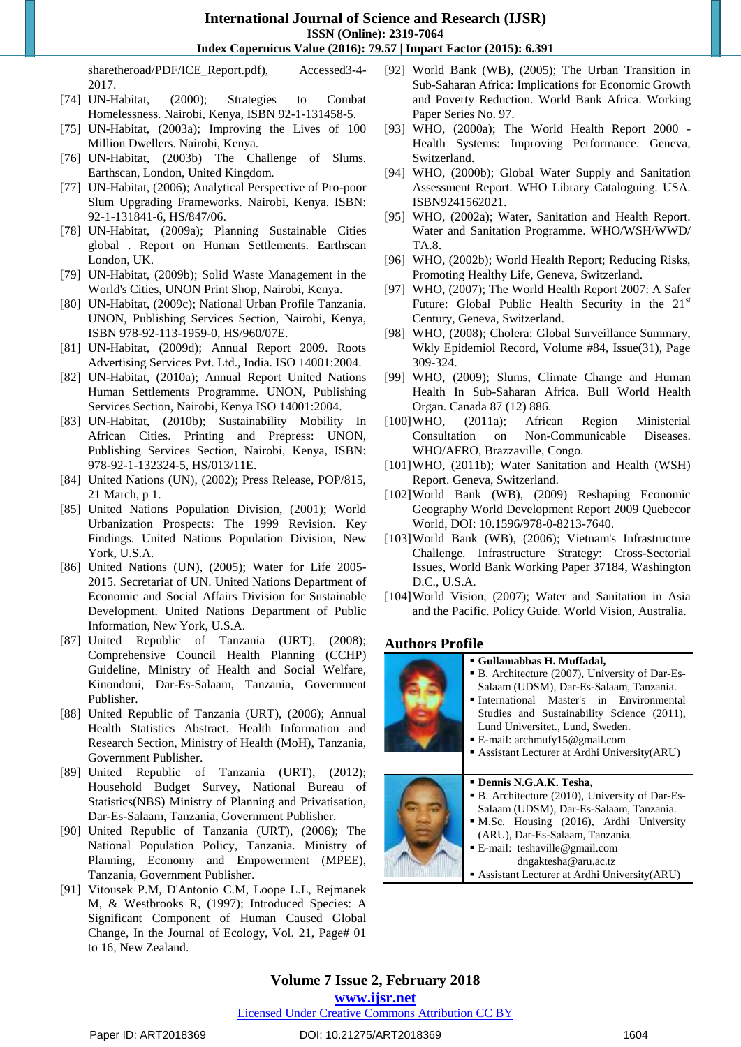sharetheroad/PDF/ICE_Report.pdf), Accessed3-4-2017.

[74] UN-Habitat, (2000); Strategies to Combat Homelessness. Nairobi, Kenya, ISBN 92-1-131458-5.

[75] UN-Habitat, (2003a); Improving the Lives of 100 Million Dwellers. Nairobi, Kenya.

[76] UN-Habitat, (2003b) The Challenge of Slums. Earthscan, London, United Kingdom.

[77] UN-Habitat, (2006); Analytical Perspective of Pro-poor Slum Upgrading Frameworks. Nairobi, Kenya. ISBN: 92-1-131841-6, HS/847/06.

[78] UN-Habitat, (2009a); Planning Sustainable Cities global . Report on Human Settlements. Earthscan London, UK.

[79] UN-Habitat, (2009b); Solid Waste Management in the World's Cities, UNON Print Shop, Nairobi, Kenya.

[80] UN-Habitat, (2009c); National Urban Profile Tanzania. UNON, Publishing Services Section, Nairobi, Kenya, ISBN 978-92-113-1959-0, HS/960/07E.

[81] UN-Habitat, (2009d); Annual Report 2009. Roots Advertising Services Pvt. Ltd., India. ISO 14001:2004.

[82] UN-Habitat, (2010a); Annual Report United Nations Human Settlements Programme. UNON, Publishing Services Section, Nairobi, Kenya ISO 14001:2004.

[83] UN-Habitat, (2010b); Sustainability Mobility In African Cities. Printing and Prepress: UNON, Publishing Services Section, Nairobi, Kenya, ISBN: 978-92-1-132324-5, HS/013/11E.

[84] United Nations (UN), (2002); Press Release, POP/815, 21 March, p 1.

[85] United Nations Population Division, (2001); World Urbanization Prospects: The 1999 Revision. Key Findings. United Nations Population Division, New York, U.S.A.

[86] United Nations (UN), (2005); Water for Life 2005-2015. Secretariat of UN. United Nations Department of Economic and Social Affairs Division for Sustainable Development. United Nations Department of Public Information, New York, U.S.A.

[87] United Republic of Tanzania (URT), (2008); Comprehensive Council Health Planning (CCHP) Guideline, Ministry of Health and Social Welfare, Kinondoni, Dar-Es-Salaam, Tanzania, Government Publisher.

[88] United Republic of Tanzania (URT), (2006); Annual Health Statistics Abstract. Health Information and Research Section, Ministry of Health (MoH), Tanzania, Government Publisher.

[89] United Republic of Tanzania (URT), (2012); Household Budget Survey, National Bureau of Statistics(NBS) Ministry of Planning and Privatisation, Dar-Es-Salaam, Tanzania, Government Publisher.

[90] United Republic of Tanzania (URT), (2006); The National Population Policy, Tanzania. Ministry of Planning, Economy and Empowerment (MPEE), Tanzania, Government Publisher.

[91] Vitousek P.M, D'Antonio C.M, Loope L.L, Rejmanek M, & Westbrooks R, (1997); Introduced Species: A Significant Component of Human Caused Global Change, In the Journal of Ecology, Vol. 21, Page# 01 to 16, New Zealand.

[92] World Bank (WB), (2005); The Urban Transition in Sub-Saharan Africa: Implications for Economic Growth and Poverty Reduction. World Bank Africa. Working Paper Series No. 97.

[93] WHO, (2000a); The World Health Report 2000 - Health Systems: Improving Performance. Geneva, Switzerland.

[94] WHO, (2000b); Global Water Supply and Sanitation Assessment Report. WHO Library Cataloguing. USA. ISBN9241562021.

[95] WHO, (2002a); Water, Sanitation and Health Report. Water and Sanitation Programme. WHO/WSH/WWD/TA.8.

[96] WHO, (2002b); World Health Report; Reducing Risks, Promoting Healthy Life, Geneva, Switzerland.

[97] WHO, (2007); The World Health Report 2007: A Safer Future: Global Public Health Security in the 21st Century, Geneva, Switzerland.

[98] WHO, (2008); Cholera: Global Surveillance Summary, Wkly Epidemiol Record, Volume #84, Issue(31), Page 309-324.

[99] WHO, (2009); Slums, Climate Change and Human Health In Sub-Saharan Africa. Bull World Health Organ. Canada 87 (12) 886.

[100] WHO, (2011a); African Region Ministerial Consultation on Non-Communicable Diseases. WHO/AFRO, Brazzaville, Congo.

[101] WHO, (2011b); Water Sanitation and Health (WSH) Report. Geneva, Switzerland.

[102] World Bank (WB), (2009) Reshaping Economic Geography World Development Report 2009 Quebecor World, DOI: 10.1596/978-0-8213-7640.

[103] World Bank (WB), (2006); Vietnam's Infrastructure Challenge. Infrastructure Strategy: Cross-Sectorial Issues, World Bank Working Paper 37184, Washington D.C., U.S.A.

[104] World Vision, (2007); Water and Sanitation in Asia and the Pacific. Policy Guide. World Vision, Australia.

## Authors Profile

- **Gullamabbas H. Muffadal,**
- B. Architecture (2007), University of Dar-Es-Salaam (UDSM), Dar-Es-Salaam, Tanzania.
- International Master's in Environmental Studies and Sustainability Science (2011), Lund Universitet., Lund, Sweden.
- E-mail: archmufy15@gmail.com
- Assistant Lecturer at Ardhi University(ARU)

- **Dennis N.G.A.K. Tesha,**
- B. Architecture (2010), University of Dar-Es-Salaam (UDSM), Dar-Es-Salaam, Tanzania.
- M.Sc. Housing (2016), Ardhi University (ARU), Dar-Es-Salaam, Tanzania.
- E-mail: teshaville@gmail.com dngaktesha@aru.ac.tz
- Assistant Lecturer at Ardhi University(ARU)